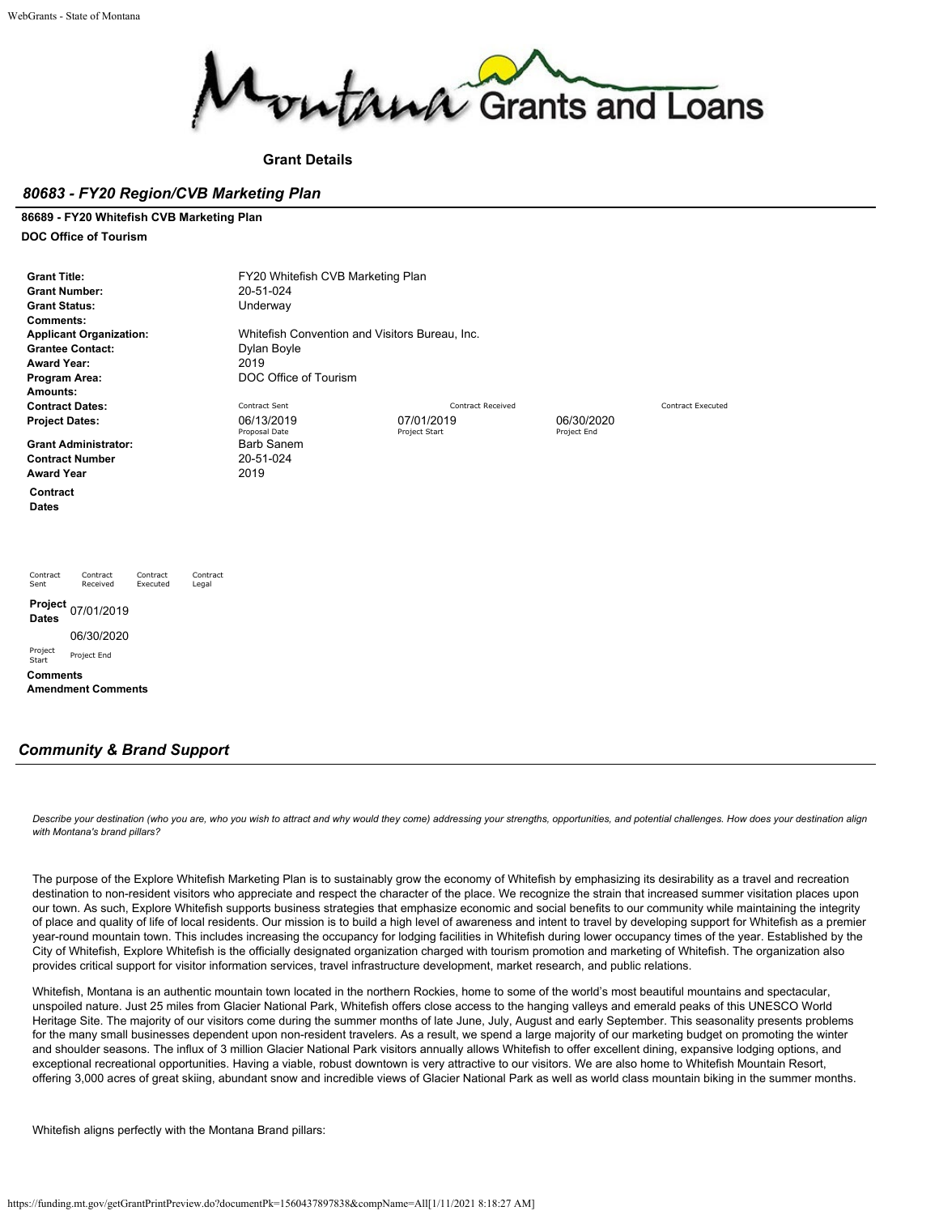**Grant Details**

## *80683 - FY20 Region/CVB Marketing Plan*

**86689 - FY20 Whitefish CVB Marketing Plan**

**DOC Office of Tourism**

| | | | |
|---|---|---|---|
| **Grant Title:** | FY20 Whitefish CVB Marketing Plan | | |
| **Grant Number:** | 20-51-024 | | |
| **Grant Status:** | Underway | | |
| **Comments:** | | | |
| **Applicant Organization:** | Whitefish Convention and Visitors Bureau, Inc. | | |
| **Grantee Contact:** | Dylan Boyle | | |
| **Award Year:** | 2019 | | |
| **Program Area:** | DOC Office of Tourism | | |
| **Amounts:** | | | |
| **Contract Dates:** | Contract Sent | Contract Received | Contract Executed |
| **Project Dates:** | 06/13/2019 Proposal Date | 07/01/2019 Project Start | 06/30/2020 Project End |
| **Grant Administrator:** | Barb Sanem | | |
| **Contract Number** | 20-51-024 | | |
| **Award Year** | 2019 | | |

**Contract Dates**

| Contract Sent | Contract Received | Contract Executed | Contract Legal |
|---|---|---|---|
| | | | |

**Project Dates** 07/01/2019 (Project Start) 06/30/2020 (Project End)

**Comments**

**Amendment Comments**

## *Community & Brand Support*

*Describe your destination (who you are, who you wish to attract and why would they come) addressing your strengths, opportunities, and potential challenges. How does your destination align with Montana's brand pillars?*

The purpose of the Explore Whitefish Marketing Plan is to sustainably grow the economy of Whitefish by emphasizing its desirability as a travel and recreation destination to non-resident visitors who appreciate and respect the character of the place. We recognize the strain that increased summer visitation places upon our town. As such, Explore Whitefish supports business strategies that emphasize economic and social benefits to our community while maintaining the integrity of place and quality of life of local residents. Our mission is to build a high level of awareness and intent to travel by developing support for Whitefish as a premier year-round mountain town. This includes increasing the occupancy for lodging facilities in Whitefish during lower occupancy times of the year. Established by the City of Whitefish, Explore Whitefish is the officially designated organization charged with tourism promotion and marketing of Whitefish. The organization also provides critical support for visitor information services, travel infrastructure development, market research, and public relations.

Whitefish, Montana is an authentic mountain town located in the northern Rockies, home to some of the world's most beautiful mountains and spectacular, unspoiled nature. Just 25 miles from Glacier National Park, Whitefish offers close access to the hanging valleys and emerald peaks of this UNESCO World Heritage Site. The majority of our visitors come during the summer months of late June, July, August and early September. This seasonality presents problems for the many small businesses dependent upon non-resident travelers. As a result, we spend a large majority of our marketing budget on promoting the winter and shoulder seasons. The influx of 3 million Glacier National Park visitors annually allows Whitefish to offer excellent dining, expansive lodging options, and exceptional recreational opportunities. Having a viable, robust downtown is very attractive to our visitors. We are also home to Whitefish Mountain Resort, offering 3,000 acres of great skiing, abundant snow and incredible views of Glacier National Park as well as world class mountain biking in the summer months.

Whitefish aligns perfectly with the Montana Brand pillars: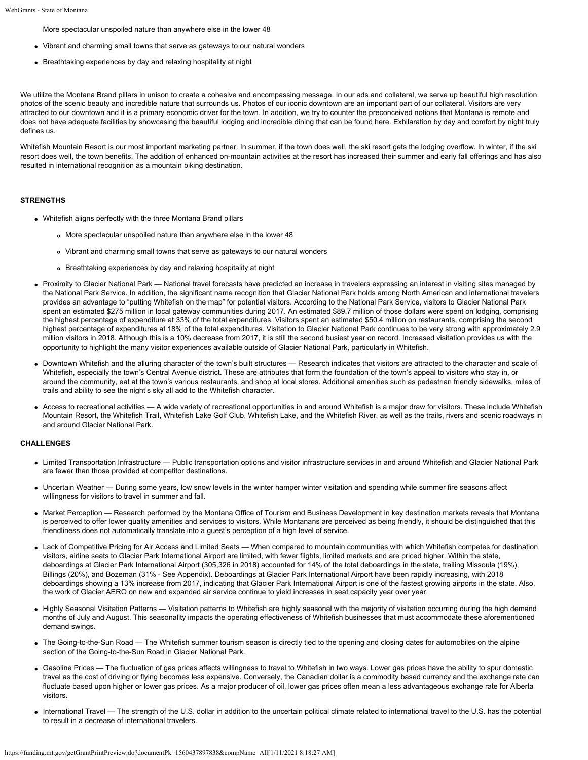More spectacular unspoiled nature than anywhere else in the lower 48

- Vibrant and charming small towns that serve as gateways to our natural wonders
- Breathtaking experiences by day and relaxing hospitality at night

We utilize the Montana Brand pillars in unison to create a cohesive and encompassing message. In our ads and collateral, we serve up beautiful high resolution photos of the scenic beauty and incredible nature that surrounds us. Photos of our iconic downtown are an important part of our collateral. Visitors are very attracted to our downtown and it is a primary economic driver for the town. In addition, we try to counter the preconceived notions that Montana is remote and does not have adequate facilities by showcasing the beautiful lodging and incredible dining that can be found here. Exhilaration by day and comfort by night truly defines us.

Whitefish Mountain Resort is our most important marketing partner. In summer, if the town does well, the ski resort gets the lodging overflow. In winter, if the ski resort does well, the town benefits. The addition of enhanced on-mountain activities at the resort has increased their summer and early fall offerings and has also resulted in international recognition as a mountain biking destination.

**STRENGTHS**

- Whitefish aligns perfectly with the three Montana Brand pillars
  - More spectacular unspoiled nature than anywhere else in the lower 48
  - Vibrant and charming small towns that serve as gateways to our natural wonders
  - Breathtaking experiences by day and relaxing hospitality at night
- Proximity to Glacier National Park — National travel forecasts have predicted an increase in travelers expressing an interest in visiting sites managed by the National Park Service. In addition, the significant name recognition that Glacier National Park holds among North American and international travelers provides an advantage to "putting Whitefish on the map" for potential visitors. According to the National Park Service, visitors to Glacier National Park spent an estimated $275 million in local gateway communities during 2017. An estimated $89.7 million of those dollars were spent on lodging, comprising the highest percentage of expenditure at 33% of the total expenditures. Visitors spent an estimated $50.4 million on restaurants, comprising the second highest percentage of expenditures at 18% of the total expenditures. Visitation to Glacier National Park continues to be very strong with approximately 2.9 million visitors in 2018. Although this is a 10% decrease from 2017, it is still the second busiest year on record. Increased visitation provides us with the opportunity to highlight the many visitor experiences available outside of Glacier National Park, particularly in Whitefish.
- Downtown Whitefish and the alluring character of the town's built structures — Research indicates that visitors are attracted to the character and scale of Whitefish, especially the town's Central Avenue district. These are attributes that form the foundation of the town's appeal to visitors who stay in, or around the community, eat at the town's various restaurants, and shop at local stores. Additional amenities such as pedestrian friendly sidewalks, miles of trails and ability to see the night's sky all add to the Whitefish character.
- Access to recreational activities — A wide variety of recreational opportunities in and around Whitefish is a major draw for visitors. These include Whitefish Mountain Resort, the Whitefish Trail, Whitefish Lake Golf Club, Whitefish Lake, and the Whitefish River, as well as the trails, rivers and scenic roadways in and around Glacier National Park.

**CHALLENGES**

- Limited Transportation Infrastructure — Public transportation options and visitor infrastructure services in and around Whitefish and Glacier National Park are fewer than those provided at competitor destinations.
- Uncertain Weather — During some years, low snow levels in the winter hamper winter visitation and spending while summer fire seasons affect willingness for visitors to travel in summer and fall.
- Market Perception — Research performed by the Montana Office of Tourism and Business Development in key destination markets reveals that Montana is perceived to offer lower quality amenities and services to visitors. While Montanans are perceived as being friendly, it should be distinguished that this friendliness does not automatically translate into a guest's perception of a high level of service.
- Lack of Competitive Pricing for Air Access and Limited Seats — When compared to mountain communities with which Whitefish competes for destination visitors, airline seats to Glacier Park International Airport are limited, with fewer flights, limited markets and are priced higher. Within the state, deboardings at Glacier Park International Airport (305,326 in 2018) accounted for 14% of the total deboardings in the state, trailing Missoula (19%), Billings (20%), and Bozeman (31% - See Appendix). Deboardings at Glacier Park International Airport have been rapidly increasing, with 2018 deboardings showing a 13% increase from 2017, indicating that Glacier Park International Airport is one of the fastest growing airports in the state. Also, the work of Glacier AERO on new and expanded air service continue to yield increases in seat capacity year over year.
- Highly Seasonal Visitation Patterns — Visitation patterns to Whitefish are highly seasonal with the majority of visitation occurring during the high demand months of July and August. This seasonality impacts the operating effectiveness of Whitefish businesses that must accommodate these aforementioned demand swings.
- The Going-to-the-Sun Road — The Whitefish summer tourism season is directly tied to the opening and closing dates for automobiles on the alpine section of the Going-to-the-Sun Road in Glacier National Park.
- Gasoline Prices — The fluctuation of gas prices affects willingness to travel to Whitefish in two ways. Lower gas prices have the ability to spur domestic travel as the cost of driving or flying becomes less expensive. Conversely, the Canadian dollar is a commodity based currency and the exchange rate can fluctuate based upon higher or lower gas prices. As a major producer of oil, lower gas prices often mean a less advantageous exchange rate for Alberta visitors.
- International Travel — The strength of the U.S. dollar in addition to the uncertain political climate related to international travel to the U.S. has the potential to result in a decrease of international travelers.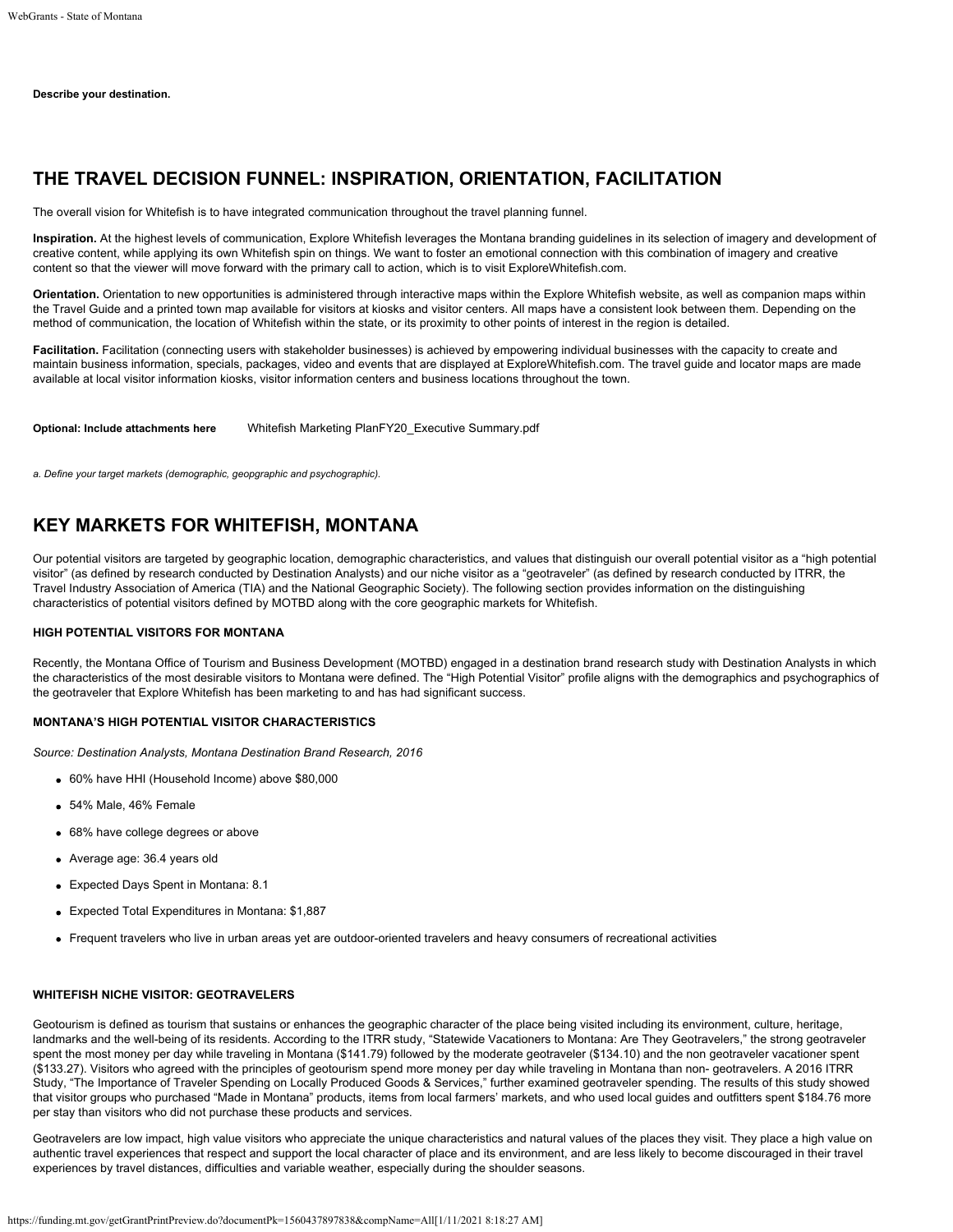**Describe your destination.**

## THE TRAVEL DECISION FUNNEL: INSPIRATION, ORIENTATION, FACILITATION

The overall vision for Whitefish is to have integrated communication throughout the travel planning funnel.

**Inspiration.** At the highest levels of communication, Explore Whitefish leverages the Montana branding guidelines in its selection of imagery and development of creative content, while applying its own Whitefish spin on things. We want to foster an emotional connection with this combination of imagery and creative content so that the viewer will move forward with the primary call to action, which is to visit ExploreWhitefish.com.

**Orientation.** Orientation to new opportunities is administered through interactive maps within the Explore Whitefish website, as well as companion maps within the Travel Guide and a printed town map available for visitors at kiosks and visitor centers. All maps have a consistent look between them. Depending on the method of communication, the location of Whitefish within the state, or its proximity to other points of interest in the region is detailed.

**Facilitation.** Facilitation (connecting users with stakeholder businesses) is achieved by empowering individual businesses with the capacity to create and maintain business information, specials, packages, video and events that are displayed at ExploreWhitefish.com. The travel guide and locator maps are made available at local visitor information kiosks, visitor information centers and business locations throughout the town.

**Optional: Include attachments here** Whitefish Marketing PlanFY20_Executive Summary.pdf

*a. Define your target markets (demographic, geopgraphic and psychographic).*

## KEY MARKETS FOR WHITEFISH, MONTANA

Our potential visitors are targeted by geographic location, demographic characteristics, and values that distinguish our overall potential visitor as a "high potential visitor" (as defined by research conducted by Destination Analysts) and our niche visitor as a "geotraveler" (as defined by research conducted by ITRR, the Travel Industry Association of America (TIA) and the National Geographic Society). The following section provides information on the distinguishing characteristics of potential visitors defined by MOTBD along with the core geographic markets for Whitefish.

### HIGH POTENTIAL VISITORS FOR MONTANA

Recently, the Montana Office of Tourism and Business Development (MOTBD) engaged in a destination brand research study with Destination Analysts in which the characteristics of the most desirable visitors to Montana were defined. The "High Potential Visitor" profile aligns with the demographics and psychographics of the geotraveler that Explore Whitefish has been marketing to and has had significant success.

### MONTANA'S HIGH POTENTIAL VISITOR CHARACTERISTICS

*Source: Destination Analysts, Montana Destination Brand Research, 2016*

- 60% have HHI (Household Income) above $80,000
- 54% Male, 46% Female
- 68% have college degrees or above
- Average age: 36.4 years old
- Expected Days Spent in Montana: 8.1
- Expected Total Expenditures in Montana: $1,887
- Frequent travelers who live in urban areas yet are outdoor-oriented travelers and heavy consumers of recreational activities

### WHITEFISH NICHE VISITOR: GEOTRAVELERS

Geotourism is defined as tourism that sustains or enhances the geographic character of the place being visited including its environment, culture, heritage, landmarks and the well-being of its residents. According to the ITRR study, "Statewide Vacationers to Montana: Are They Geotravelers," the strong geotraveler spent the most money per day while traveling in Montana ($141.79) followed by the moderate geotraveler ($134.10) and the non geotraveler vacationer spent ($133.27). Visitors who agreed with the principles of geotourism spend more money per day while traveling in Montana than non- geotravelers. A 2016 ITRR Study, "The Importance of Traveler Spending on Locally Produced Goods & Services," further examined geotraveler spending. The results of this study showed that visitor groups who purchased "Made in Montana" products, items from local farmers' markets, and who used local guides and outfitters spent $184.76 more per stay than visitors who did not purchase these products and services.

Geotravelers are low impact, high value visitors who appreciate the unique characteristics and natural values of the places they visit. They place a high value on authentic travel experiences that respect and support the local character of place and its environment, and are less likely to become discouraged in their travel experiences by travel distances, difficulties and variable weather, especially during the shoulder seasons.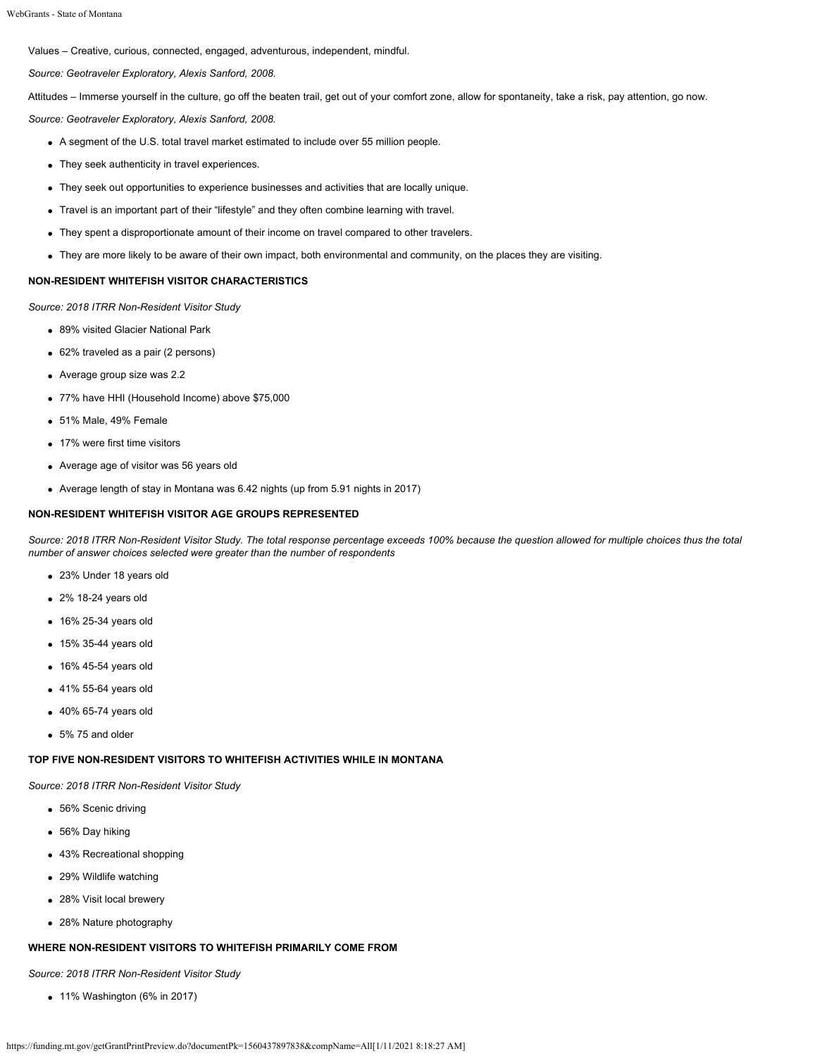Values – Creative, curious, connected, engaged, adventurous, independent, mindful.

*Source: Geotraveler Exploratory, Alexis Sanford, 2008.*

Attitudes – Immerse yourself in the culture, go off the beaten trail, get out of your comfort zone, allow for spontaneity, take a risk, pay attention, go now.

*Source: Geotraveler Exploratory, Alexis Sanford, 2008.*

- A segment of the U.S. total travel market estimated to include over 55 million people.
- They seek authenticity in travel experiences.
- They seek out opportunities to experience businesses and activities that are locally unique.
- Travel is an important part of their "lifestyle" and they often combine learning with travel.
- They spent a disproportionate amount of their income on travel compared to other travelers.
- They are more likely to be aware of their own impact, both environmental and community, on the places they are visiting.

**NON-RESIDENT WHITEFISH VISITOR CHARACTERISTICS**

*Source: 2018 ITRR Non-Resident Visitor Study*

- 89% visited Glacier National Park
- 62% traveled as a pair (2 persons)
- Average group size was 2.2
- 77% have HHI (Household Income) above $75,000
- 51% Male, 49% Female
- 17% were first time visitors
- Average age of visitor was 56 years old
- Average length of stay in Montana was 6.42 nights (up from 5.91 nights in 2017)

**NON-RESIDENT WHITEFISH VISITOR AGE GROUPS REPRESENTED**

*Source: 2018 ITRR Non-Resident Visitor Study. The total response percentage exceeds 100% because the question allowed for multiple choices thus the total number of answer choices selected were greater than the number of respondents*

- 23% Under 18 years old
- 2% 18-24 years old
- 16% 25-34 years old
- 15% 35-44 years old
- 16% 45-54 years old
- 41% 55-64 years old
- 40% 65-74 years old
- 5% 75 and older

**TOP FIVE NON-RESIDENT VISITORS TO WHITEFISH ACTIVITIES WHILE IN MONTANA**

*Source: 2018 ITRR Non-Resident Visitor Study*

- 56% Scenic driving
- 56% Day hiking
- 43% Recreational shopping
- 29% Wildlife watching
- 28% Visit local brewery
- 28% Nature photography

**WHERE NON-RESIDENT VISITORS TO WHITEFISH PRIMARILY COME FROM**

*Source: 2018 ITRR Non-Resident Visitor Study*

- 11% Washington (6% in 2017)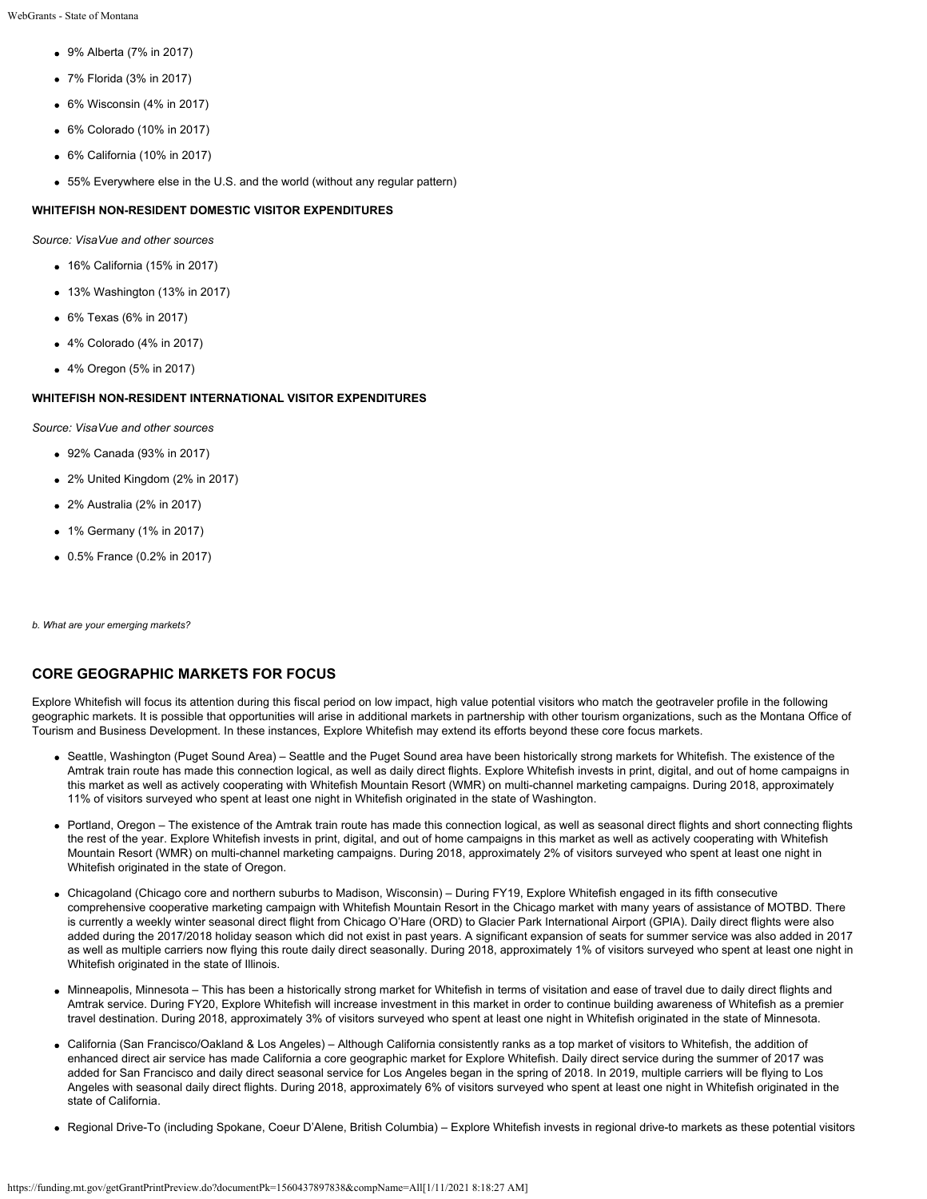- 9% Alberta (7% in 2017)
- 7% Florida (3% in 2017)
- 6% Wisconsin (4% in 2017)
- 6% Colorado (10% in 2017)
- 6% California (10% in 2017)
- 55% Everywhere else in the U.S. and the world (without any regular pattern)

**WHITEFISH NON-RESIDENT DOMESTIC VISITOR EXPENDITURES**

*Source: VisaVue and other sources*

- 16% California (15% in 2017)
- 13% Washington (13% in 2017)
- 6% Texas (6% in 2017)
- 4% Colorado (4% in 2017)
- 4% Oregon (5% in 2017)

**WHITEFISH NON-RESIDENT INTERNATIONAL VISITOR EXPENDITURES**

*Source: VisaVue and other sources*

- 92% Canada (93% in 2017)
- 2% United Kingdom (2% in 2017)
- 2% Australia (2% in 2017)
- 1% Germany (1% in 2017)
- 0.5% France (0.2% in 2017)

*b. What are your emerging markets?*

## CORE GEOGRAPHIC MARKETS FOR FOCUS

Explore Whitefish will focus its attention during this fiscal period on low impact, high value potential visitors who match the geotraveler profile in the following geographic markets. It is possible that opportunities will arise in additional markets in partnership with other tourism organizations, such as the Montana Office of Tourism and Business Development. In these instances, Explore Whitefish may extend its efforts beyond these core focus markets.

- Seattle, Washington (Puget Sound Area) – Seattle and the Puget Sound area have been historically strong markets for Whitefish. The existence of the Amtrak train route has made this connection logical, as well as daily direct flights. Explore Whitefish invests in print, digital, and out of home campaigns in this market as well as actively cooperating with Whitefish Mountain Resort (WMR) on multi-channel marketing campaigns. During 2018, approximately 11% of visitors surveyed who spent at least one night in Whitefish originated in the state of Washington.
- Portland, Oregon – The existence of the Amtrak train route has made this connection logical, as well as seasonal direct flights and short connecting flights the rest of the year. Explore Whitefish invests in print, digital, and out of home campaigns in this market as well as actively cooperating with Whitefish Mountain Resort (WMR) on multi-channel marketing campaigns. During 2018, approximately 2% of visitors surveyed who spent at least one night in Whitefish originated in the state of Oregon.
- Chicagoland (Chicago core and northern suburbs to Madison, Wisconsin) – During FY19, Explore Whitefish engaged in its fifth consecutive comprehensive cooperative marketing campaign with Whitefish Mountain Resort in the Chicago market with many years of assistance of MOTBD. There is currently a weekly winter seasonal direct flight from Chicago O'Hare (ORD) to Glacier Park International Airport (GPIA). Daily direct flights were also added during the 2017/2018 holiday season which did not exist in past years. A significant expansion of seats for summer service was also added in 2017 as well as multiple carriers now flying this route daily direct seasonally. During 2018, approximately 1% of visitors surveyed who spent at least one night in Whitefish originated in the state of Illinois.
- Minneapolis, Minnesota – This has been a historically strong market for Whitefish in terms of visitation and ease of travel due to daily direct flights and Amtrak service. During FY20, Explore Whitefish will increase investment in this market in order to continue building awareness of Whitefish as a premier travel destination. During 2018, approximately 3% of visitors surveyed who spent at least one night in Whitefish originated in the state of Minnesota.
- California (San Francisco/Oakland & Los Angeles) – Although California consistently ranks as a top market of visitors to Whitefish, the addition of enhanced direct air service has made California a core geographic market for Explore Whitefish. Daily direct service during the summer of 2017 was added for San Francisco and daily direct seasonal service for Los Angeles began in the spring of 2018. In 2019, multiple carriers will be flying to Los Angeles with seasonal daily direct flights. During 2018, approximately 6% of visitors surveyed who spent at least one night in Whitefish originated in the state of California.
- Regional Drive-To (including Spokane, Coeur D'Alene, British Columbia) – Explore Whitefish invests in regional drive-to markets as these potential visitors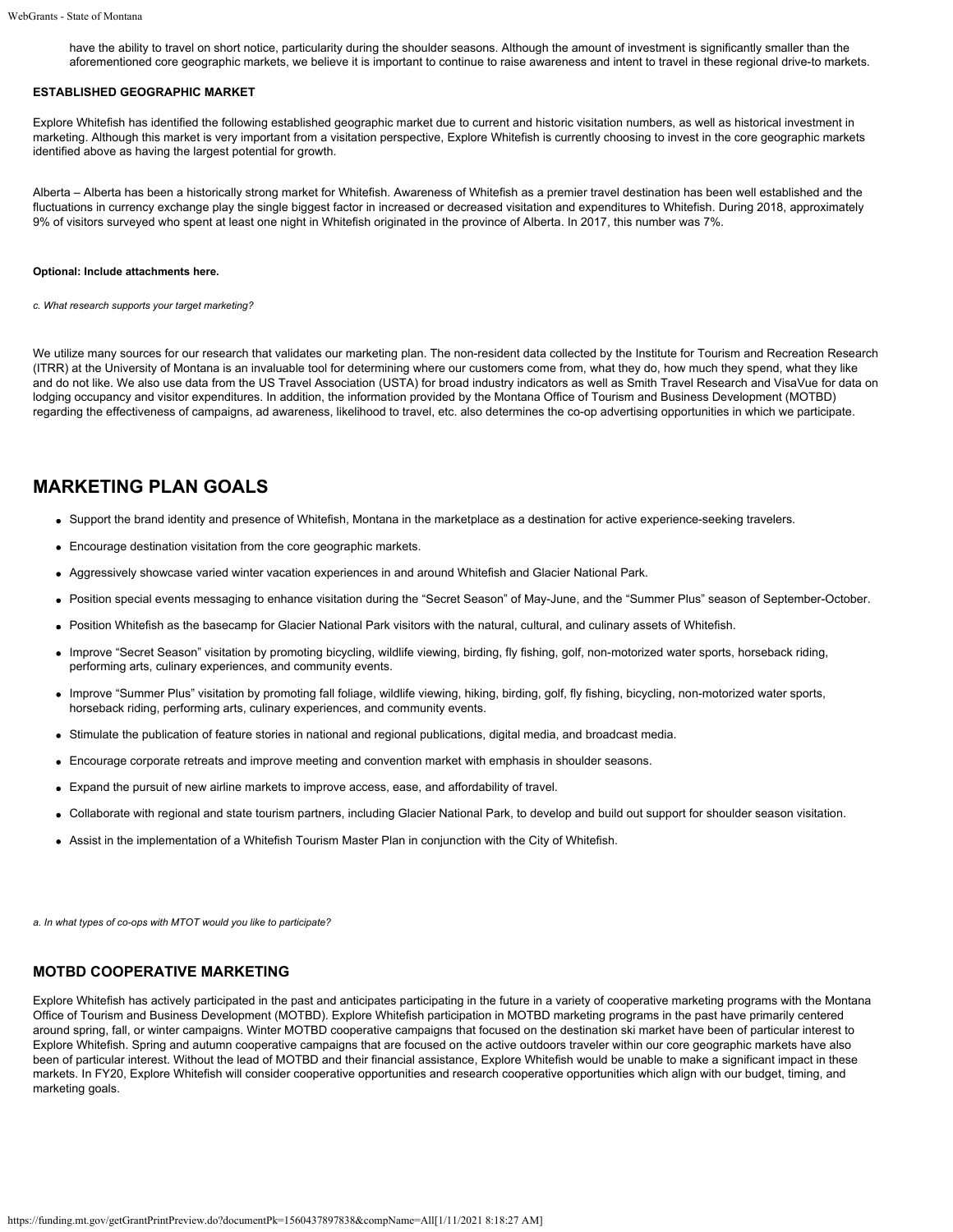have the ability to travel on short notice, particularity during the shoulder seasons. Although the amount of investment is significantly smaller than the aforementioned core geographic markets, we believe it is important to continue to raise awareness and intent to travel in these regional drive-to markets.

**ESTABLISHED GEOGRAPHIC MARKET**

Explore Whitefish has identified the following established geographic market due to current and historic visitation numbers, as well as historical investment in marketing. Although this market is very important from a visitation perspective, Explore Whitefish is currently choosing to invest in the core geographic markets identified above as having the largest potential for growth.

Alberta – Alberta has been a historically strong market for Whitefish. Awareness of Whitefish as a premier travel destination has been well established and the fluctuations in currency exchange play the single biggest factor in increased or decreased visitation and expenditures to Whitefish. During 2018, approximately 9% of visitors surveyed who spent at least one night in Whitefish originated in the province of Alberta. In 2017, this number was 7%.

**Optional: Include attachments here.**

*c. What research supports your target marketing?*

We utilize many sources for our research that validates our marketing plan. The non-resident data collected by the Institute for Tourism and Recreation Research (ITRR) at the University of Montana is an invaluable tool for determining where our customers come from, what they do, how much they spend, what they like and do not like. We also use data from the US Travel Association (USTA) for broad industry indicators as well as Smith Travel Research and VisaVue for data on lodging occupancy and visitor expenditures. In addition, the information provided by the Montana Office of Tourism and Business Development (MOTBD) regarding the effectiveness of campaigns, ad awareness, likelihood to travel, etc. also determines the co-op advertising opportunities in which we participate.

## MARKETING PLAN GOALS

- Support the brand identity and presence of Whitefish, Montana in the marketplace as a destination for active experience-seeking travelers.
- Encourage destination visitation from the core geographic markets.
- Aggressively showcase varied winter vacation experiences in and around Whitefish and Glacier National Park.
- Position special events messaging to enhance visitation during the “Secret Season” of May-June, and the “Summer Plus” season of September-October.
- Position Whitefish as the basecamp for Glacier National Park visitors with the natural, cultural, and culinary assets of Whitefish.
- Improve “Secret Season” visitation by promoting bicycling, wildlife viewing, birding, fly fishing, golf, non-motorized water sports, horseback riding, performing arts, culinary experiences, and community events.
- Improve “Summer Plus” visitation by promoting fall foliage, wildlife viewing, hiking, birding, golf, fly fishing, bicycling, non-motorized water sports, horseback riding, performing arts, culinary experiences, and community events.
- Stimulate the publication of feature stories in national and regional publications, digital media, and broadcast media.
- Encourage corporate retreats and improve meeting and convention market with emphasis in shoulder seasons.
- Expand the pursuit of new airline markets to improve access, ease, and affordability of travel.
- Collaborate with regional and state tourism partners, including Glacier National Park, to develop and build out support for shoulder season visitation.
- Assist in the implementation of a Whitefish Tourism Master Plan in conjunction with the City of Whitefish.

*a. In what types of co-ops with MTOT would you like to participate?*

### MOTBD COOPERATIVE MARKETING

Explore Whitefish has actively participated in the past and anticipates participating in the future in a variety of cooperative marketing programs with the Montana Office of Tourism and Business Development (MOTBD). Explore Whitefish participation in MOTBD marketing programs in the past have primarily centered around spring, fall, or winter campaigns. Winter MOTBD cooperative campaigns that focused on the destination ski market have been of particular interest to Explore Whitefish. Spring and autumn cooperative campaigns that are focused on the active outdoors traveler within our core geographic markets have also been of particular interest. Without the lead of MOTBD and their financial assistance, Explore Whitefish would be unable to make a significant impact in these markets. In FY20, Explore Whitefish will consider cooperative opportunities and research cooperative opportunities which align with our budget, timing, and marketing goals.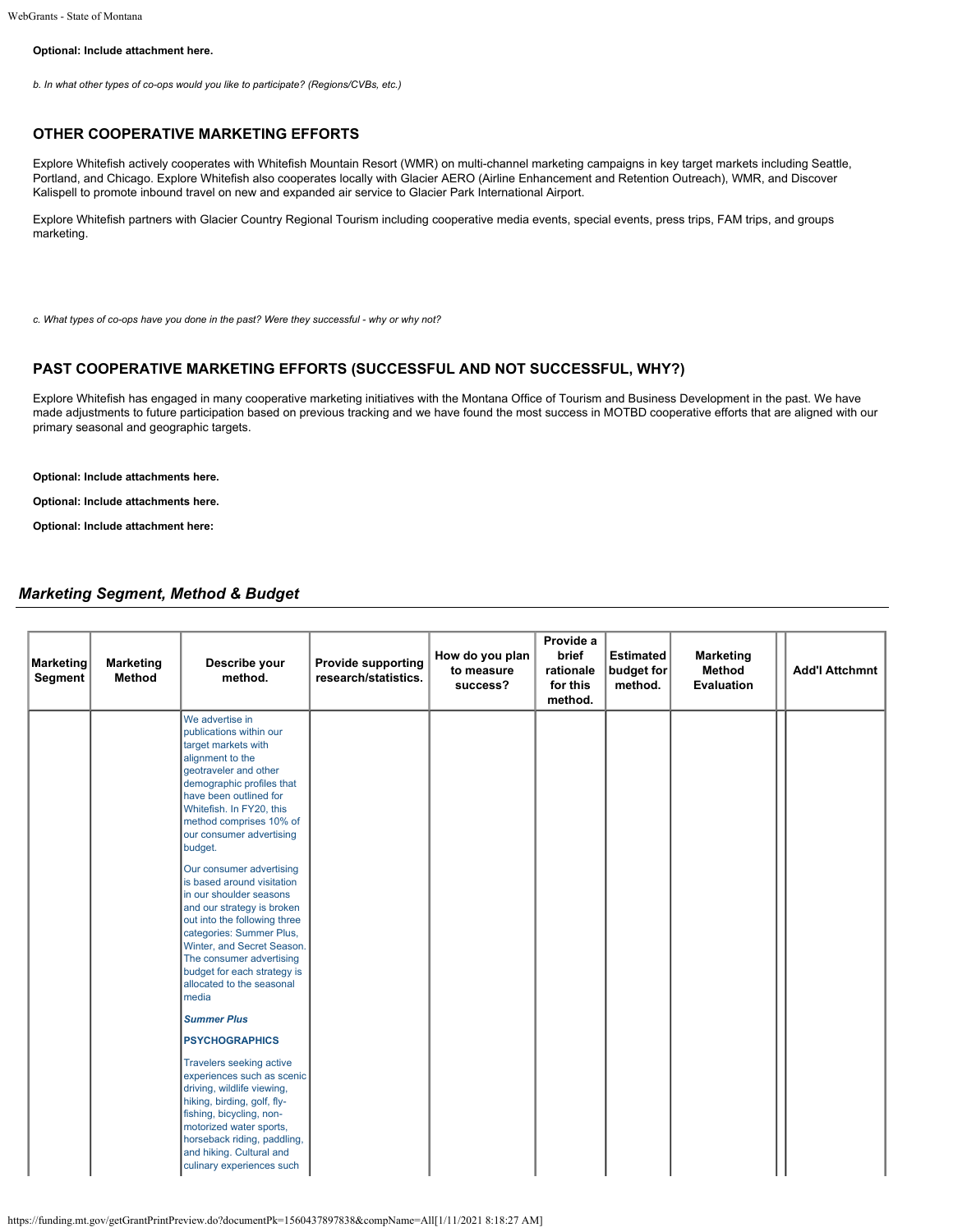**Optional: Include attachment here.**

*b. In what other types of co-ops would you like to participate? (Regions/CVBs, etc.)*

### OTHER COOPERATIVE MARKETING EFFORTS

Explore Whitefish actively cooperates with Whitefish Mountain Resort (WMR) on multi-channel marketing campaigns in key target markets including Seattle, Portland, and Chicago. Explore Whitefish also cooperates locally with Glacier AERO (Airline Enhancement and Retention Outreach), WMR, and Discover Kalispell to promote inbound travel on new and expanded air service to Glacier Park International Airport.

Explore Whitefish partners with Glacier Country Regional Tourism including cooperative media events, special events, press trips, FAM trips, and groups marketing.

*c. What types of co-ops have you done in the past? Were they successful - why or why not?*

### PAST COOPERATIVE MARKETING EFFORTS (SUCCESSFUL AND NOT SUCCESSFUL, WHY?)

Explore Whitefish has engaged in many cooperative marketing initiatives with the Montana Office of Tourism and Business Development in the past. We have made adjustments to future participation based on previous tracking and we have found the most success in MOTBD cooperative efforts that are aligned with our primary seasonal and geographic targets.

**Optional: Include attachments here.**

**Optional: Include attachments here.**

**Optional: Include attachment here:**

## *Marketing Segment, Method & Budget*

| Marketing Segment | Marketing Method | Describe your method. | Provide supporting research/statistics. | How do you plan to measure success? | Provide a brief rationale for this method. | Estimated budget for method. | Marketing Method Evaluation | | Add'l Attchmnt |
|---|---|---|---|---|---|---|---|---|---|
| | | We advertise in publications within our target markets with alignment to the geotraveler and other demographic profiles that have been outlined for Whitefish. In FY20, this method comprises 10% of our consumer advertising budget.<br><br>Our consumer advertising is based around visitation in our shoulder seasons and our strategy is broken out into the following three categories: Summer Plus, Winter, and Secret Season. The consumer advertising budget for each strategy is allocated to the seasonal media<br><br>***Summer Plus***<br><br>**PSYCHOGRAPHICS**<br><br>Travelers seeking active experiences such as scenic driving, wildlife viewing, hiking, birding, golf, fly-fishing, bicycling, non-motorized water sports, horseback riding, paddling, and hiking. Cultural and culinary experiences such | | | | | | | |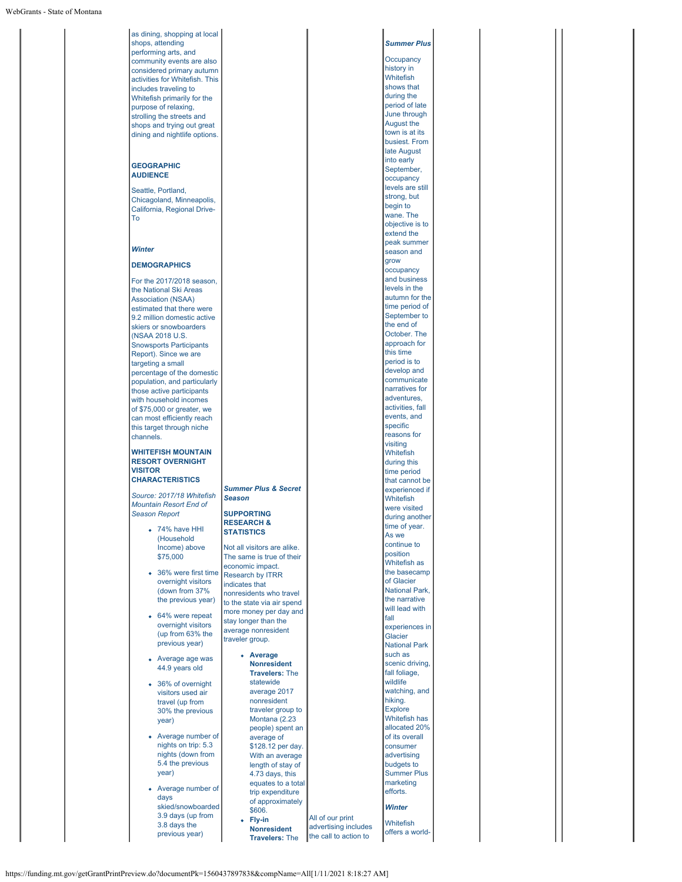as dining, shopping at local shops, attending performing arts, and community events are also considered primary autumn activities for Whitefish. This includes traveling to Whitefish primarily for the purpose of relaxing, strolling the streets and shops and trying out great dining and nightlife options.

**GEOGRAPHIC AUDIENCE**

Seattle, Portland, Chicagoland, Minneapolis, California, Regional Drive-To

***Winter***

**DEMOGRAPHICS**

For the 2017/2018 season, the National Ski Areas Association (NSAA) estimated that there were 9.2 million domestic active skiers or snowboarders (NSAA 2018 U.S. Snowsports Participants Report). Since we are targeting a small percentage of the domestic population, and particularly those active participants with household incomes of $75,000 or greater, we can most efficiently reach this target through niche channels.

**WHITEFISH MOUNTAIN RESORT OVERNIGHT VISITOR CHARACTERISTICS**

*Source: 2017/18 Whitefish Mountain Resort End of Season Report*

- 74% have HHI (Household Income) above $75,000
- 36% were first time overnight visitors (down from 37% the previous year)
- 64% were repeat overnight visitors (up from 63% the previous year)
- Average age was 44.9 years old
- 36% of overnight visitors used air travel (up from 30% the previous year)
- Average number of nights on trip: 5.3 nights (down from 5.4 the previous year)
- Average number of days skied/snowboarded 3.9 days (up from 3.8 days the previous year)

***Summer Plus & Secret Season***

**SUPPORTING RESEARCH & STATISTICS**

Not all visitors are alike. The same is true of their economic impact. Research by ITRR indicates that nonresidents who travel to the state via air spend more money per day and stay longer than the average nonresident traveler group.

- **Average Nonresident Travelers:** The statewide average 2017 nonresident traveler group to Montana (2.23 people) spent an average of $128.12 per day. With an average length of stay of 4.73 days, this equates to a total trip expenditure of approximately $606.
- **Fly-in Nonresident Travelers:** The

All of our print advertising includes the call to action to

***Summer Plus***

Occupancy history in Whitefish shows that during the period of late June through August the town is at its busiest. From late August into early September, occupancy levels are still strong, but begin to wane. The objective is to extend the peak summer season and grow occupancy and business levels in the autumn for the time period of September to the end of October. The approach for this time period is to develop and communicate narratives for adventures, activities, fall events, and specific reasons for visiting Whitefish during this time period that cannot be experienced if Whitefish were visited during another time of year. As we continue to position Whitefish as the basecamp of Glacier National Park, the narrative will lead with fall experiences in Glacier National Park such as scenic driving, fall foliage, wildlife watching, and hiking. Explore Whitefish has allocated 20% of its overall consumer advertising budgets to Summer Plus marketing efforts.

***Winter***

Whitefish offers a world-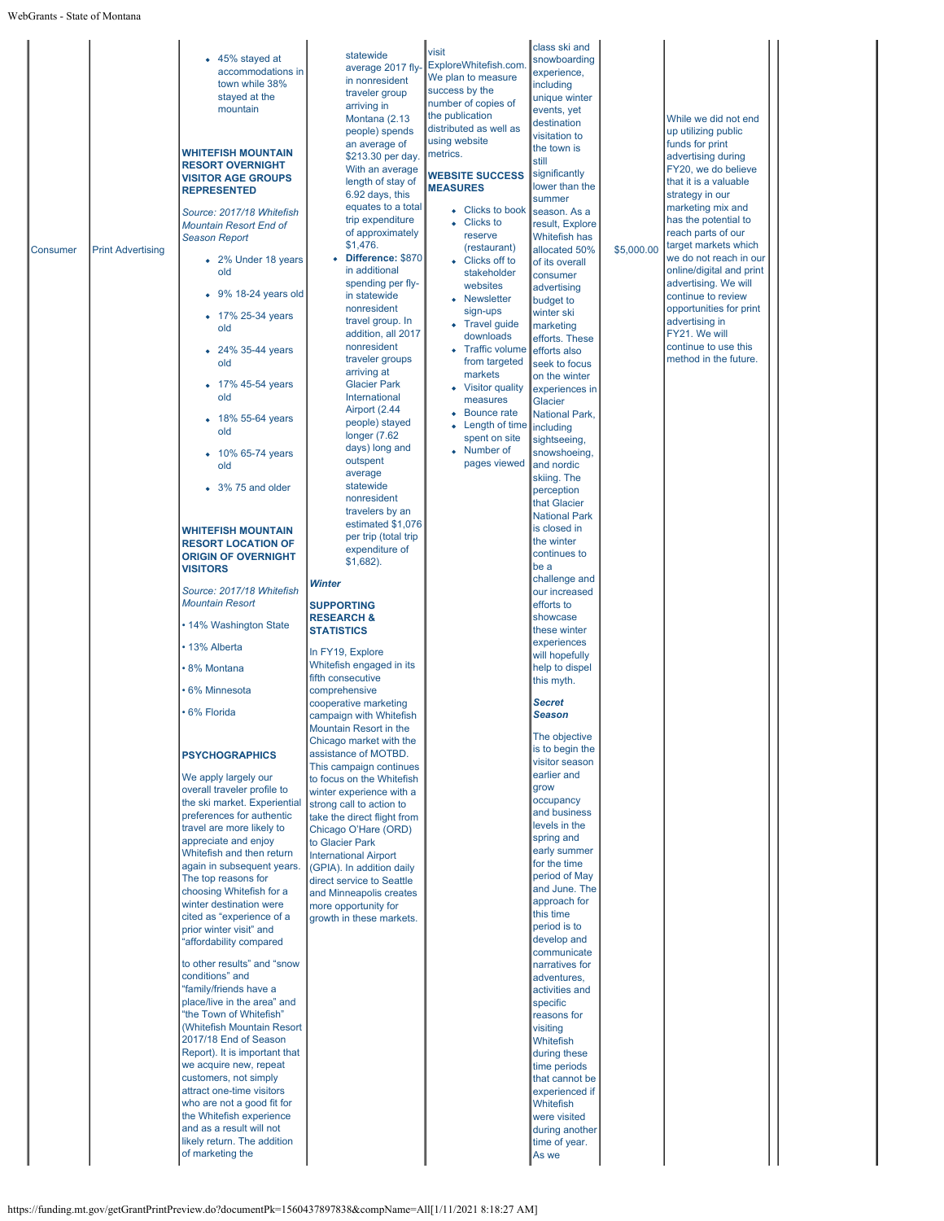| Consumer | Print Advertising | • 45% stayed at accommodations in town while 38% stayed at the mountain<br><br>**WHITEFISH MOUNTAIN RESORT OVERNIGHT VISITOR AGE GROUPS REPRESENTED**<br><br>*Source: 2017/18 Whitefish Mountain Resort End of Season Report*<br><br>• 2% Under 18 years old<br>• 9% 18-24 years old<br>• 17% 25-34 years old<br>• 24% 35-44 years old<br>• 17% 45-54 years old<br>• 18% 55-64 years old<br>• 10% 65-74 years old<br>• 3% 75 and older<br><br>**WHITEFISH MOUNTAIN RESORT LOCATION OF ORIGIN OF OVERNIGHT VISITORS**<br><br>*Source: 2017/18 Whitefish Mountain Resort*<br><br>• 14% Washington State<br>• 13% Alberta<br>• 8% Montana<br>• 6% Minnesota<br>• 6% Florida<br><br>**PSYCHOGRAPHICS**<br><br>We apply largely our overall traveler profile to the ski market. Experiential preferences for authentic travel are more likely to appreciate and enjoy Whitefish and then return again in subsequent years. The top reasons for choosing Whitefish for a winter destination were cited as "experience of a prior winter visit" and "affordability compared to other results" and "snow conditions" and "family/friends have a place/live in the area" and "the Town of Whitefish" (Whitefish Mountain Resort 2017/18 End of Season Report). It is important that we acquire new, repeat customers, not simply attract one-time visitors who are not a good fit for the Whitefish experience and as a result will not likely return. The addition of marketing the | statewide average 2017 fly-in nonresident traveler group arriving in Montana (2.13 people) spends an average of $213.30 per day. With an average length of stay of 6.92 days, this equates to a total trip expenditure of approximately $1,476.<br>• **Difference:** $870 in additional spending per fly-in statewide nonresident travel group. In addition, all 2017 nonresident traveler groups arriving at Glacier Park International Airport (2.44 people) stayed longer (7.62 days) long and outspent average statewide nonresident travelers by an estimated $1,076 per trip (total trip expenditure of $1,682).<br><br>***Winter***<br><br>**SUPPORTING RESEARCH & STATISTICS**<br><br>In FY19, Explore Whitefish engaged in its fifth consecutive comprehensive cooperative marketing campaign with Whitefish Mountain Resort in the Chicago market with the assistance of MOTBD. This campaign continues to focus on the Whitefish winter experience with a strong call to action to take the direct flight from Chicago O'Hare (ORD) to Glacier Park International Airport (GPIA). In addition daily direct service to Seattle and Minneapolis creates more opportunity for growth in these markets. | visit ExploreWhitefish.com. We plan to measure success by the number of copies of the publication distributed as well as using website metrics.<br><br>**WEBSITE SUCCESS MEASURES**<br><br>• Clicks to book<br>• Clicks to reserve (restaurant)<br>• Clicks off to stakeholder websites<br>• Newsletter sign-ups<br>• Travel guide downloads<br>• Traffic volume from targeted markets<br>• Visitor quality measures<br>• Bounce rate<br>• Length of time spent on site<br>• Number of pages viewed | class ski and snowboarding experience, including unique winter events, yet destination visitation to the town is still significantly lower than the summer season. As a result, Explore Whitefish has allocated 50% of its overall consumer advertising budget to winter ski marketing efforts. These efforts also seek to focus on the winter experiences in Glacier National Park, including sightseeing, snowshoeing, and nordic skiing. The perception that Glacier National Park is closed in the winter continues to be a challenge and our increased efforts to showcase these winter experiences will hopefully help to dispel this myth.<br><br>***Secret Season***<br><br>The objective is to begin the visitor season earlier and grow occupancy and business levels in the spring and early summer for the time period of May and June. The approach for this time period is to develop and communicate narratives for adventures, activities and specific reasons for visiting Whitefish during these time periods that cannot be experienced if Whitefish were visited during another time of year. As we | $5,000.00 | While we did not end up utilizing public funds for print advertising during FY20, we do believe that it is a valuable strategy in our marketing mix and has the potential to reach parts of our target markets which we do not reach in our online/digital and print advertising. We will continue to review opportunities for print advertising in FY21. We will continue to use this method in the future. | | |
|---|---|---|---|---|---|---|---|---|---|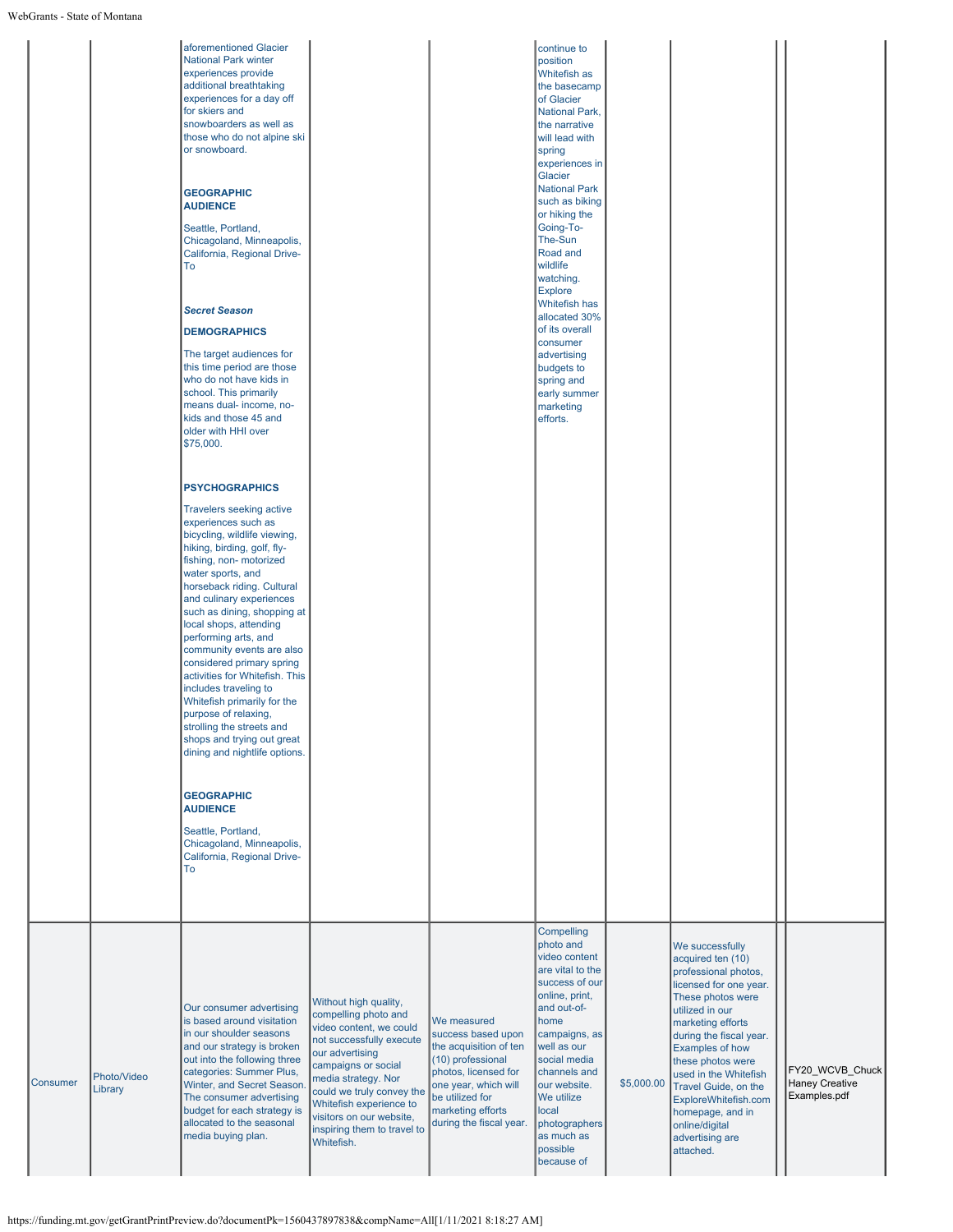| | | | | | | | | | |
|---|---|---|---|---|---|---|---|---|---|
| | | aforementioned Glacier National Park winter experiences provide additional breathtaking experiences for a day off for skiers and snowboarders as well as those who do not alpine ski or snowboard.<br><br>**GEOGRAPHIC AUDIENCE**<br><br>Seattle, Portland, Chicagoland, Minneapolis, California, Regional Drive-To<br><br>***Secret Season***<br><br>**DEMOGRAPHICS**<br><br>The target audiences for this time period are those who do not have kids in school. This primarily means dual- income, no-kids and those 45 and older with HHI over $75,000.<br><br>**PSYCHOGRAPHICS**<br><br>Travelers seeking active experiences such as bicycling, wildlife viewing, hiking, birding, golf, fly-fishing, non- motorized water sports, and horseback riding. Cultural and culinary experiences such as dining, shopping at local shops, attending performing arts, and community events are also considered primary spring activities for Whitefish. This includes traveling to Whitefish primarily for the purpose of relaxing, strolling the streets and shops and trying out great dining and nightlife options.<br><br>**GEOGRAPHIC AUDIENCE**<br><br>Seattle, Portland, Chicagoland, Minneapolis, California, Regional Drive-To | | | continue to position Whitefish as the basecamp of Glacier National Park, the narrative will lead with spring experiences in Glacier National Park such as biking or hiking the Going-To-The-Sun Road and wildlife watching. Explore Whitefish has allocated 30% of its overall consumer advertising budgets to spring and early summer marketing efforts. | | | | |
| Consumer | Photo/Video Library | Our consumer advertising is based around visitation in our shoulder seasons and our strategy is broken out into the following three categories: Summer Plus, Winter, and Secret Season. The consumer advertising budget for each strategy is allocated to the seasonal media buying plan. | Without high quality, compelling photo and video content, we could not successfully execute our advertising campaigns or social media strategy. Nor could we truly convey the Whitefish experience to visitors on our website, inspiring them to travel to Whitefish. | We measured success based upon the acquisition of ten (10) professional photos, licensed for one year, which will be utilized for marketing efforts during the fiscal year. | Compelling photo and video content are vital to the success of our online, print, and out-of-home campaigns, as well as our social media channels and our website. We utilize local photographers as much as possible because of | $5,000.00 | We successfully acquired ten (10) professional photos, licensed for one year. These photos were utilized in our marketing efforts during the fiscal year. Examples of how these photos were used in the Whitefish Travel Guide, on the ExploreWhitefish.com homepage, and in online/digital advertising are attached. | | FY20_WCVB_Chuck Haney Creative Examples.pdf |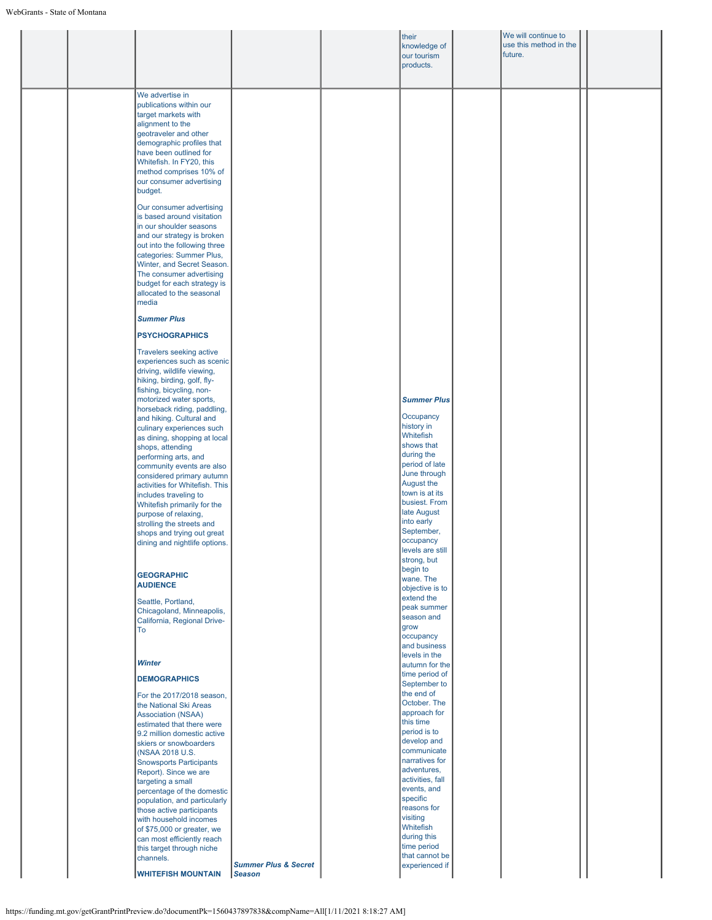| | | | | | | | | | |
|---|---|---|---|---|---|---|---|---|---|
| | | | | | their knowledge of our tourism products. | | We will continue to use this method in the future. | | |
| | | We advertise in publications within our target markets with alignment to the geotraveler and other demographic profiles that have been outlined for Whitefish. In FY20, this method comprises 10% of our consumer advertising budget.<br><br>Our consumer advertising is based around visitation in our shoulder seasons and our strategy is broken out into the following three categories: Summer Plus, Winter, and Secret Season. The consumer advertising budget for each strategy is allocated to the seasonal media<br><br>***Summer Plus***<br><br>**PSYCHOGRAPHICS**<br><br>Travelers seeking active experiences such as scenic driving, wildlife viewing, hiking, birding, golf, fly-fishing, bicycling, non-motorized water sports, horseback riding, paddling, and hiking. Cultural and culinary experiences such as dining, shopping at local shops, attending performing arts, and community events are also considered primary autumn activities for Whitefish. This includes traveling to Whitefish primarily for the purpose of relaxing, strolling the streets and shops and trying out great dining and nightlife options.<br><br>**GEOGRAPHIC AUDIENCE**<br><br>Seattle, Portland, Chicagoland, Minneapolis, California, Regional Drive-To<br><br>***Winter***<br><br>**DEMOGRAPHICS**<br><br>For the 2017/2018 season, the National Ski Areas Association (NSAA) estimated that there were 9.2 million domestic active skiers or snowboarders (NSAA 2018 U.S. Snowsports Participants Report). Since we are targeting a small percentage of the domestic population, and particularly those active participants with household incomes of $75,000 or greater, we can most efficiently reach this target through niche channels.<br><br>**WHITEFISH MOUNTAIN** | ***Summer Plus & Secret Season*** | | ***Summer Plus***<br><br>Occupancy history in Whitefish shows that during the period of late June through August the town is at its busiest. From late August into early September, occupancy levels are still strong, but begin to wane. The objective is to extend the peak summer season and grow occupancy and business levels in the autumn for the time period of September to the end of October. The approach for this time period is to develop and communicate narratives for adventures, activities, fall events, and specific reasons for visiting Whitefish during this time period that cannot be experienced if | | | | |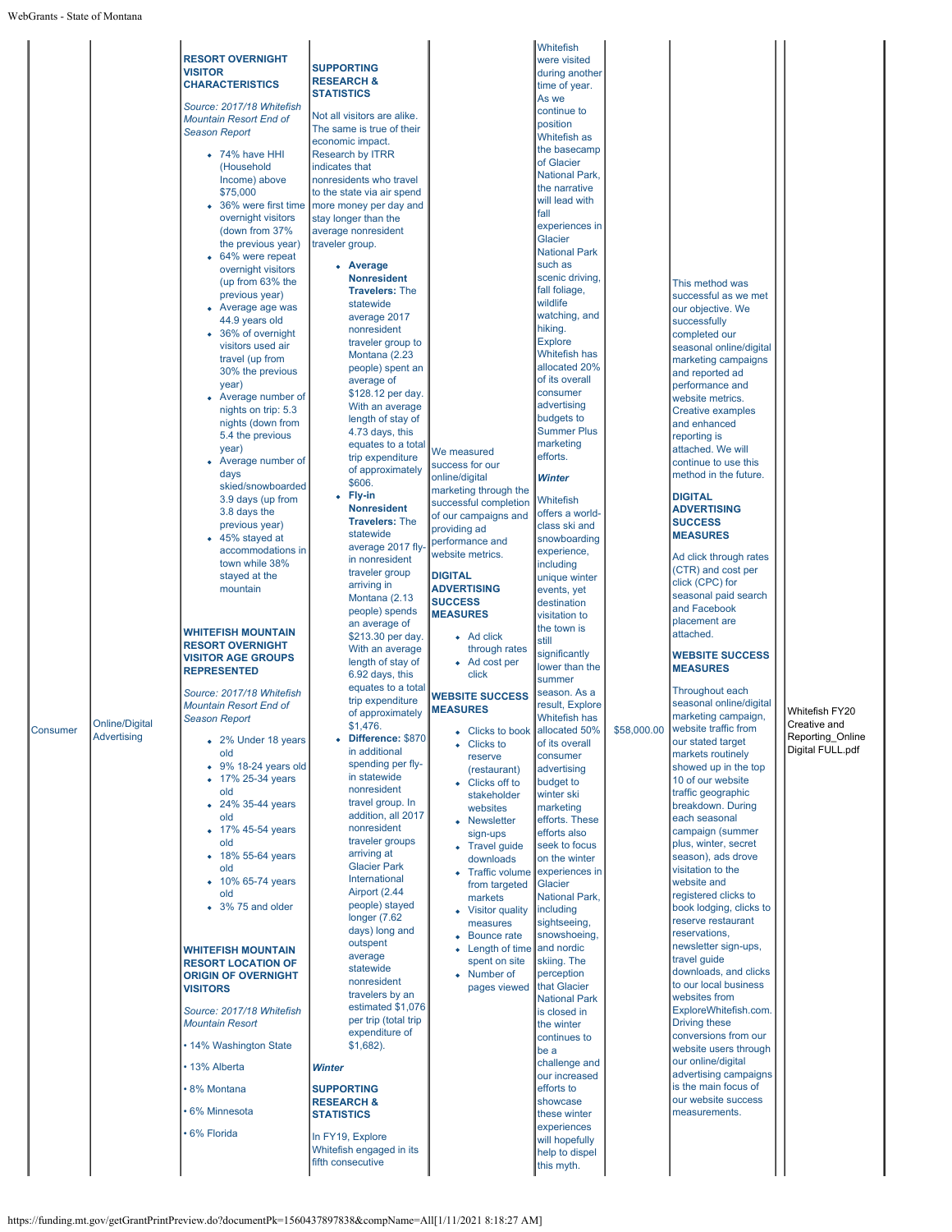| | | | | | | | | |
|---|---|---|---|---|---|---|---|---|
| Consumer | Online/Digital Advertising | **RESORT OVERNIGHT VISITOR CHARACTERISTICS**<br><br>*Source: 2017/18 Whitefish Mountain Resort End of Season Report*<br><br>• 74% have HHI (Household Income) above $75,000<br>• 36% were first time overnight visitors (down from 37% the previous year)<br>• 64% were repeat overnight visitors (up from 63% the previous year)<br>• Average age was 44.9 years old<br>• 36% of overnight visitors used air travel (up from 30% the previous year)<br>• Average number of nights on trip: 5.3 nights (down from 5.4 the previous year)<br>• Average number of days skied/snowboarded 3.9 days (up from 3.8 days the previous year)<br>• 45% stayed at accommodations in town while 38% stayed at the mountain<br><br>**WHITEFISH MOUNTAIN RESORT OVERNIGHT VISITOR AGE GROUPS REPRESENTED**<br><br>*Source: 2017/18 Whitefish Mountain Resort End of Season Report*<br><br>• 2% Under 18 years old<br>• 9% 18-24 years old<br>• 17% 25-34 years old<br>• 24% 35-44 years old<br>• 17% 45-54 years old<br>• 18% 55-64 years old<br>• 10% 65-74 years old<br>• 3% 75 and older<br><br>**WHITEFISH MOUNTAIN RESORT LOCATION OF ORIGIN OF OVERNIGHT VISITORS**<br><br>*Source: 2017/18 Whitefish Mountain Resort*<br><br>• 14% Washington State<br>• 13% Alberta<br>• 8% Montana<br>• 6% Minnesota<br>• 6% Florida | **SUPPORTING RESEARCH & STATISTICS**<br><br>Not all visitors are alike. The same is true of their economic impact. Research by ITRR indicates that nonresidents who travel to the state via air spend more money per day and stay longer than the average nonresident traveler group.<br><br>• **Average Nonresident Travelers:** The statewide average 2017 nonresident traveler group to Montana (2.23 people) spent an average of $128.12 per day. With an average length of stay of 4.73 days, this equates to a total trip expenditure of approximately $606.<br>• **Fly-in Nonresident Travelers:** The statewide average 2017 fly-in nonresident traveler group arriving in Montana (2.13 people) spends an average of $213.30 per day. With an average length of stay of 6.92 days, this equates to a total trip expenditure of approximately $1,476.<br>• **Difference: $870** in additional spending per fly-in statewide nonresident travel group. In addition, all 2017 nonresident traveler groups arriving at Glacier Park International Airport (2.44 people) stayed longer (7.62 days) long and outspent average statewide nonresident travelers by an estimated $1,076 per trip (total trip expenditure of $1,682).<br><br>***Winter***<br><br>**SUPPORTING RESEARCH & STATISTICS**<br><br>In FY19, Explore Whitefish engaged in its fifth consecutive | We measured success for our online/digital marketing through the successful completion of our campaigns and providing ad performance and website metrics.<br><br>**DIGITAL ADVERTISING SUCCESS MEASURES**<br><br>• Ad click through rates<br>• Ad cost per click<br><br>**WEBSITE SUCCESS MEASURES**<br><br>• Clicks to book<br>• Clicks to reserve (restaurant)<br>• Clicks off to stakeholder websites<br>• Newsletter sign-ups<br>• Travel guide downloads<br>• Traffic volume from targeted markets<br>• Visitor quality measures<br>• Bounce rate<br>• Length of time spent on site<br>• Number of pages viewed | Whitefish were visited during another time of year. As we continue to position Whitefish as the basecamp of Glacier National Park, the narrative will lead with fall experiences in Glacier National Park such as scenic driving, fall foliage, wildlife watching, and hiking. Explore Whitefish has allocated 20% of its overall consumer advertising budgets to Summer Plus marketing efforts.<br><br>***Winter***<br><br>Whitefish offers a world-class ski and snowboarding experience, including unique winter events, yet destination visitation to the town is still significantly lower than the summer season. As a result, Explore Whitefish allocated 50% of its overall consumer advertising budget to winter ski marketing efforts. These efforts also seek to focus on the winter experiences in Glacier National Park, including sightseeing, snowshoeing, and nordic skiing. The perception that Glacier National Park is closed in the winter continues to be a challenge and our increased efforts to showcase these winter experiences will hopefully help to dispel this myth. | $58,000.00 | This method was successful as we met our objective. We successfully completed our seasonal online/digital marketing campaigns and reported ad performance and website metrics. Creative examples and enhanced reporting is attached. We will continue to use this method in the future.<br><br>**DIGITAL ADVERTISING SUCCESS MEASURES**<br><br>Ad click through rates (CTR) and cost per click (CPC) for seasonal paid search and Facebook placement are attached.<br><br>**WEBSITE SUCCESS MEASURES**<br><br>Throughout each seasonal online/digital marketing campaign, website traffic from our stated target markets routinely showed up in the top 10 of our website traffic geographic breakdown. During each seasonal campaign (summer plus, winter, secret season), ads drove visitation to the website and registered clicks to book lodging, clicks to reserve restaurant reservations, newsletter sign-ups, travel guide downloads, and clicks to our local business websites from ExploreWhitefish.com. Driving these conversions from our website users through our online/digital advertising campaigns is the main focus of our website success measurements. | Whitefish FY20 Creative and Reporting_Online Digital FULL.pdf |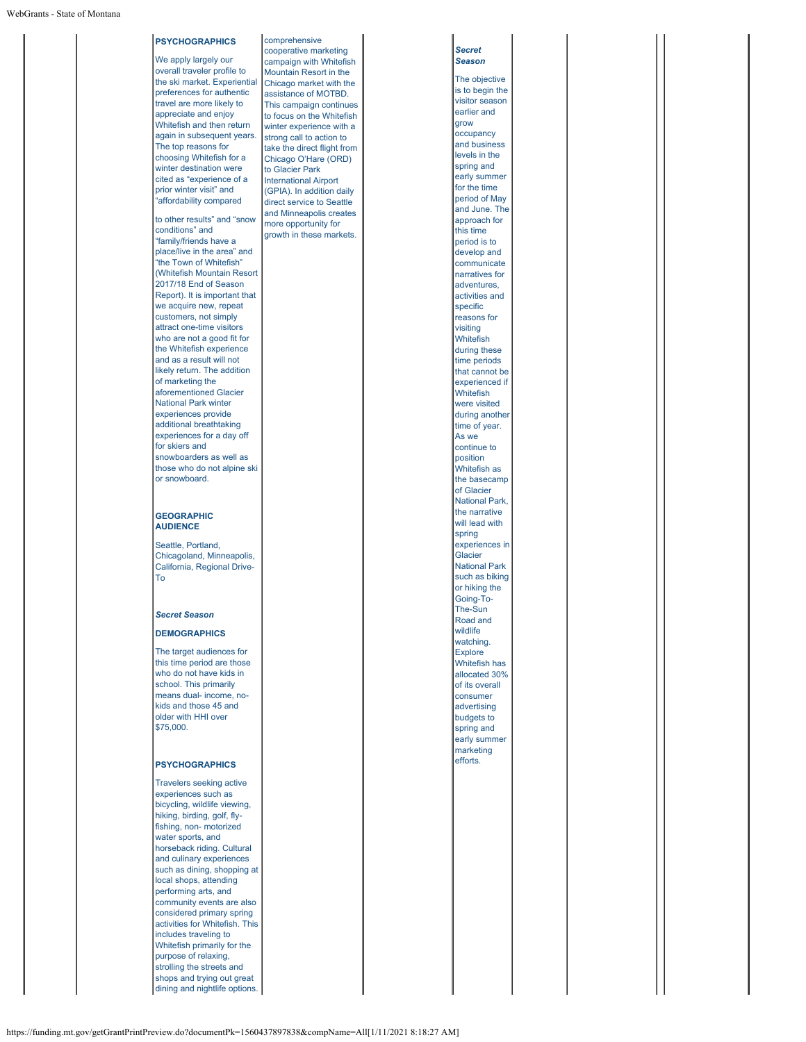**PSYCHOGRAPHICS**

We apply largely our overall traveler profile to the ski market. Experiential preferences for authentic travel are more likely to appreciate and enjoy Whitefish and then return again in subsequent years. The top reasons for choosing Whitefish for a winter destination were cited as "experience of a prior winter visit" and "affordability compared to other results" and "snow conditions" and "family/friends have a place/live in the area" and "the Town of Whitefish" (Whitefish Mountain Resort 2017/18 End of Season Report). It is important that we acquire new, repeat customers, not simply attract one-time visitors who are not a good fit for the Whitefish experience and as a result will not likely return. The addition of marketing the aforementioned Glacier National Park winter experiences provide additional breathtaking experiences for a day off for skiers and snowboarders as well as those who do not alpine ski or snowboard.

**GEOGRAPHIC AUDIENCE**

Seattle, Portland, Chicagoland, Minneapolis, California, Regional Drive-To

***Secret Season***

**DEMOGRAPHICS**

The target audiences for this time period are those who do not have kids in school. This primarily means dual- income, no-kids and those 45 and older with HHI over $75,000.

**PSYCHOGRAPHICS**

Travelers seeking active experiences such as bicycling, wildlife viewing, hiking, birding, golf, fly-fishing, non- motorized water sports, and horseback riding. Cultural and culinary experiences such as dining, shopping at local shops, attending performing arts, and community events are also considered primary spring activities for Whitefish. This includes traveling to Whitefish primarily for the purpose of relaxing, strolling the streets and shops and trying out great dining and nightlife options.

comprehensive cooperative marketing campaign with Whitefish Mountain Resort in the Chicago market with the assistance of MOTBD. This campaign continues to focus on the Whitefish winter experience with a strong call to action to take the direct flight from Chicago O'Hare (ORD) to Glacier Park International Airport (GPIA). In addition daily direct service to Seattle and Minneapolis creates more opportunity for growth in these markets.

***Secret Season***

The objective is to begin the visitor season earlier and grow occupancy and business levels in the spring and early summer for the time period of May and June. The approach for this time period is to develop and communicate narratives for adventures, activities and specific reasons for visiting Whitefish during these time periods that cannot be experienced if Whitefish were visited during another time of year. As we continue to position Whitefish as the basecamp of Glacier National Park, the narrative will lead with spring experiences in Glacier National Park such as biking or hiking the Going-To-The-Sun Road and wildlife watching. Explore Whitefish has allocated 30% of its overall consumer advertising budgets to spring and early summer marketing efforts.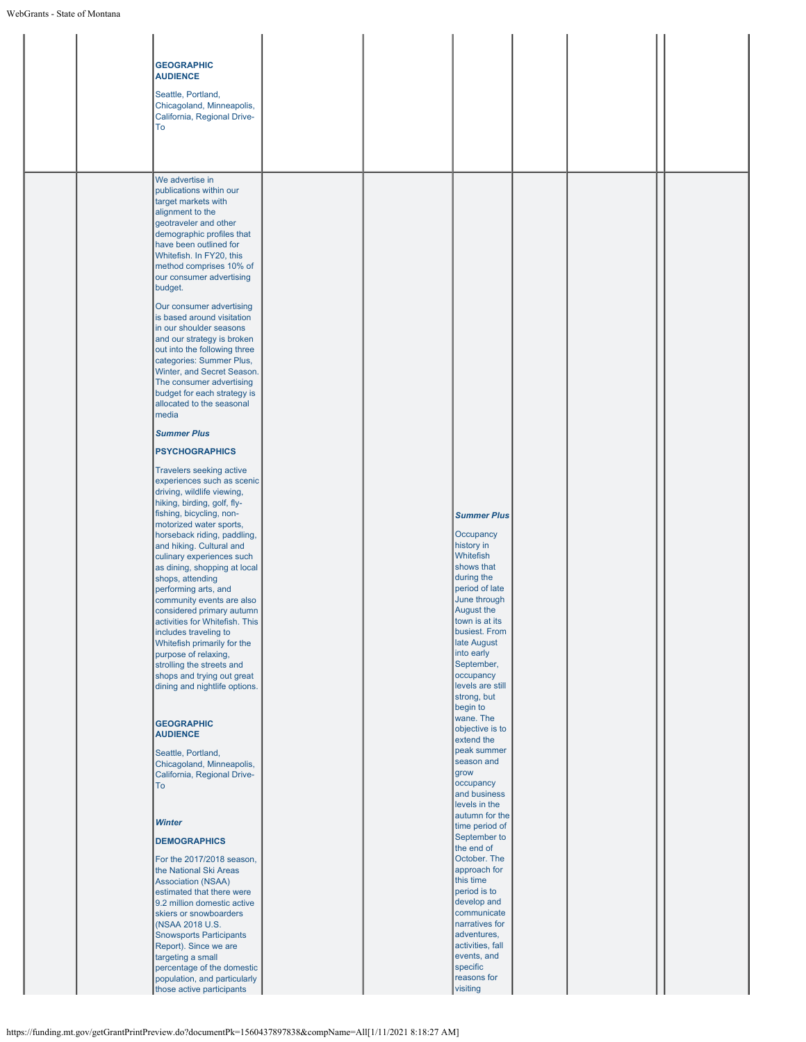| | | | | | | | | |
|---|---|---|---|---|---|---|---|---|
| | | **GEOGRAPHIC AUDIENCE**<br><br>Seattle, Portland, Chicagoland, Minneapolis, California, Regional Drive-To | | | | | | |
| | | We advertise in publications within our target markets with alignment to the geotraveler and other demographic profiles that have been outlined for Whitefish. In FY20, this method comprises 10% of our consumer advertising budget.<br><br>Our consumer advertising is based around visitation in our shoulder seasons and our strategy is broken out into the following three categories: Summer Plus, Winter, and Secret Season. The consumer advertising budget for each strategy is allocated to the seasonal media<br><br>***Summer Plus***<br><br>**PSYCHOGRAPHICS**<br><br>Travelers seeking active experiences such as scenic driving, wildlife viewing, hiking, birding, golf, fly-fishing, bicycling, non-motorized water sports, horseback riding, paddling, and hiking. Cultural and culinary experiences such as dining, shopping at local shops, attending performing arts, and community events are also considered primary autumn activities for Whitefish. This includes traveling to Whitefish primarily for the purpose of relaxing, strolling the streets and shops and trying out great dining and nightlife options.<br><br>**GEOGRAPHIC AUDIENCE**<br><br>Seattle, Portland, Chicagoland, Minneapolis, California, Regional Drive-To<br><br>***Winter***<br><br>**DEMOGRAPHICS**<br><br>For the 2017/2018 season, the National Ski Areas Association (NSAA) estimated that there were 9.2 million domestic active skiers or snowboarders (NSAA 2018 U.S. Snowsports Participants Report). Since we are targeting a small percentage of the domestic population, and particularly those active participants | | | ***Summer Plus***<br><br>Occupancy history in Whitefish shows that during the period of late June through August the town is at its busiest. From late August into early September, occupancy levels are still strong, but begin to wane. The objective is to extend the peak summer season and grow occupancy and business levels in the autumn for the time period of September to the end of October. The approach for this time period is to develop and communicate narratives for adventures, activities, fall events, and specific reasons for visiting | | | |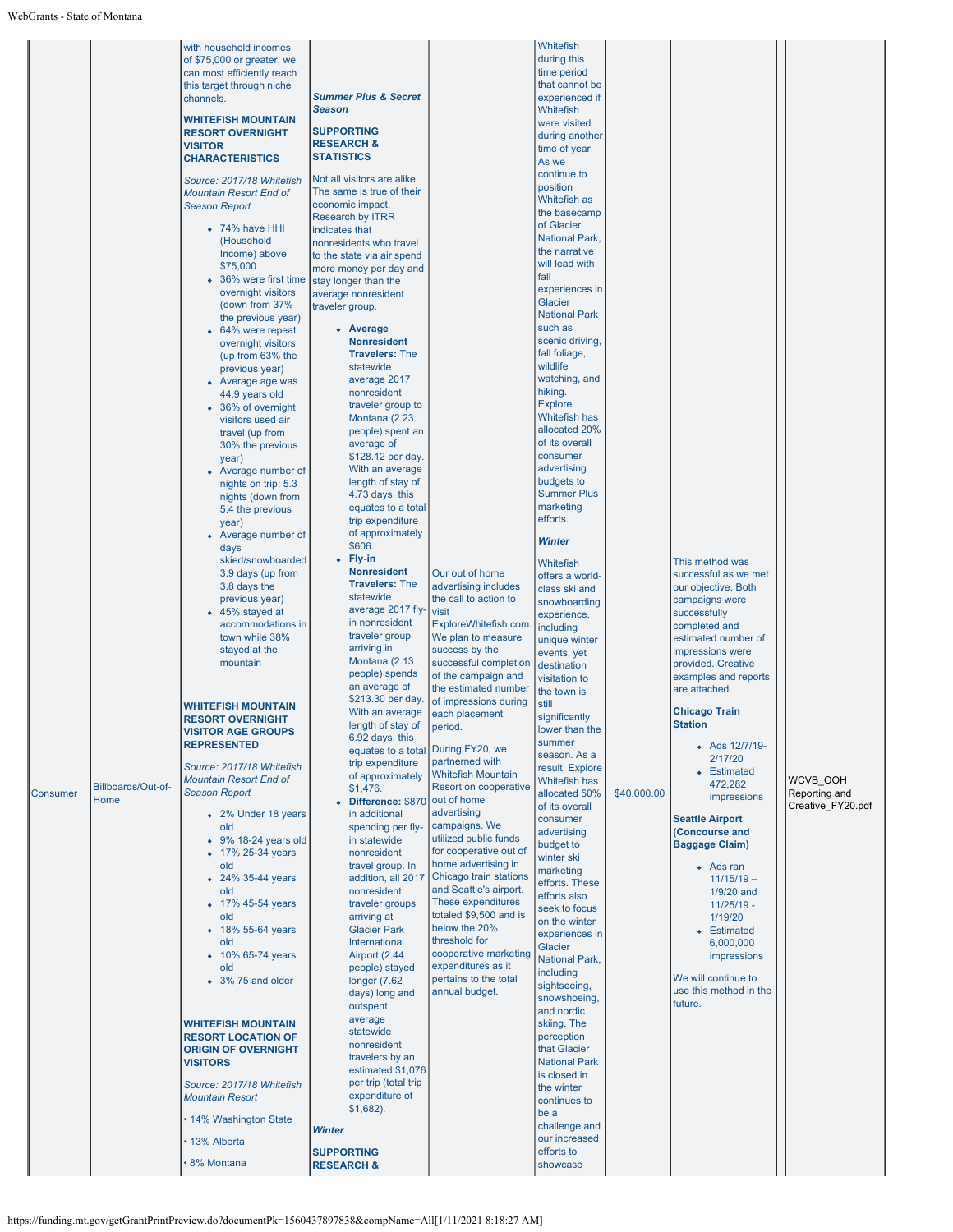| | | | | | | | |
|---|---|---|---|---|---|---|---|
| Consumer | Billboards/Out-of-Home | with household incomes of $75,000 or greater, we can most efficiently reach this target through niche channels.<br><br>**WHITEFISH MOUNTAIN RESORT OVERNIGHT VISITOR CHARACTERISTICS**<br><br>*Source: 2017/18 Whitefish Mountain Resort End of Season Report*<br><br>• 74% have HHI (Household Income) above $75,000<br>• 36% were first time overnight visitors (down from 37% the previous year)<br>• 64% were repeat overnight visitors (up from 63% the previous year)<br>• Average age was 44.9 years old<br>• 36% of overnight visitors used air travel (up from 30% the previous year)<br>• Average number of nights on trip: 5.3 nights (down from 5.4 the previous year)<br>• Average number of days skied/snowboarded 3.9 days (up from 3.8 days the previous year)<br>• 45% stayed at accommodations in town while 38% stayed at the mountain<br><br>**WHITEFISH MOUNTAIN RESORT OVERNIGHT VISITOR AGE GROUPS REPRESENTED**<br><br>*Source: 2017/18 Whitefish Mountain Resort End of Season Report*<br><br>• 2% Under 18 years old<br>• 9% 18-24 years old<br>• 17% 25-34 years old<br>• 24% 35-44 years old<br>• 17% 45-54 years old<br>• 18% 55-64 years old<br>• 10% 65-74 years old<br>• 3% 75 and older<br><br>**WHITEFISH MOUNTAIN RESORT LOCATION OF ORIGIN OF OVERNIGHT VISITORS**<br><br>*Source: 2017/18 Whitefish Mountain Resort*<br><br>• 14% Washington State<br>• 13% Alberta<br>• 8% Montana | ***Summer Plus & Secret Season***<br><br>**SUPPORTING RESEARCH & STATISTICS**<br><br>Not all visitors are alike. The same is true of their economic impact. Research by ITRR indicates that nonresidents who travel to the state via air spend more money per day and stay longer than the average nonresident traveler group.<br><br>• **Average Nonresident Travelers:** The statewide average 2017 nonresident traveler group to Montana (2.23 people) spent an average of $128.12 per day. With an average length of stay of 4.73 days, this equates to a total trip expenditure of approximately $606.<br>• **Fly-in Nonresident Travelers:** The statewide average 2017 fly-in nonresident traveler group arriving in Montana (2.13 people) spends an average of $213.30 per day. With an average length of stay of 6.92 days, this equates to a total trip expenditure of approximately $1,476.<br>• **Difference:** $870 in additional spending per fly-in statewide nonresident travel group. In addition, all 2017 nonresident traveler groups arriving at Glacier Park International Airport (2.44 people) stayed longer (7.62 days) long and outspent average statewide nonresident travelers by an estimated $1,076 per trip (total trip expenditure of $1,682).<br><br>***Winter***<br><br>**SUPPORTING RESEARCH &** | Our out of home advertising includes the call to action to visit ExploreWhitefish.com. We plan to measure success by the successful completion of the campaign and the estimated number of impressions during each placement period.<br><br>During FY20, we partnered with Whitefish Mountain Resort on cooperative out of home advertising campaigns. We utilized public funds for cooperative out of home advertising in Chicago train stations and Seattle's airport. These expenditures totaled $9,500 and is below the 20% threshold for cooperative marketing expenditures as it pertains to the total annual budget. | Whitefish during this time period that cannot be experienced if Whitefish were visited during another time of year. As we continue to position Whitefish as the basecamp of Glacier National Park, the narrative will lead with fall experiences in Glacier National Park such as scenic driving, fall foliage, wildlife watching, and hiking. Explore Whitefish has allocated 20% of its overall consumer advertising budgets to Summer Plus marketing efforts.<br><br>***Winter***<br><br>Whitefish offers a world-class ski and snowboarding experience, including unique winter events, yet destination visitation to the town is still significantly lower than the summer season. As a result, Explore Whitefish has allocated 50% of its overall consumer advertising budget to winter ski marketing efforts. These efforts also seek to focus on the winter experiences in Glacier National Park, including sightseeing, snowshoeing, and nordic skiing. The perception that Glacier National Park is closed in the winter continues to be a challenge and our increased efforts to showcase | $40,000.00 | This method was successful as we met our objective. Both campaigns were successfully completed and estimated number of impressions were provided. Creative examples and reports are attached.<br><br>**Chicago Train Station**<br><br>• Ads 12/7/19-2/17/20<br>• Estimated 472,282 impressions<br><br>**Seattle Airport (Concourse and Baggage Claim)**<br><br>• Ads ran 11/15/19 – 1/9/20 and 11/25/19 - 1/19/20<br>• Estimated 6,000,000 impressions<br><br>We will continue to use this method in the future. | WCVB_OOH Reporting and Creative_FY20.pdf |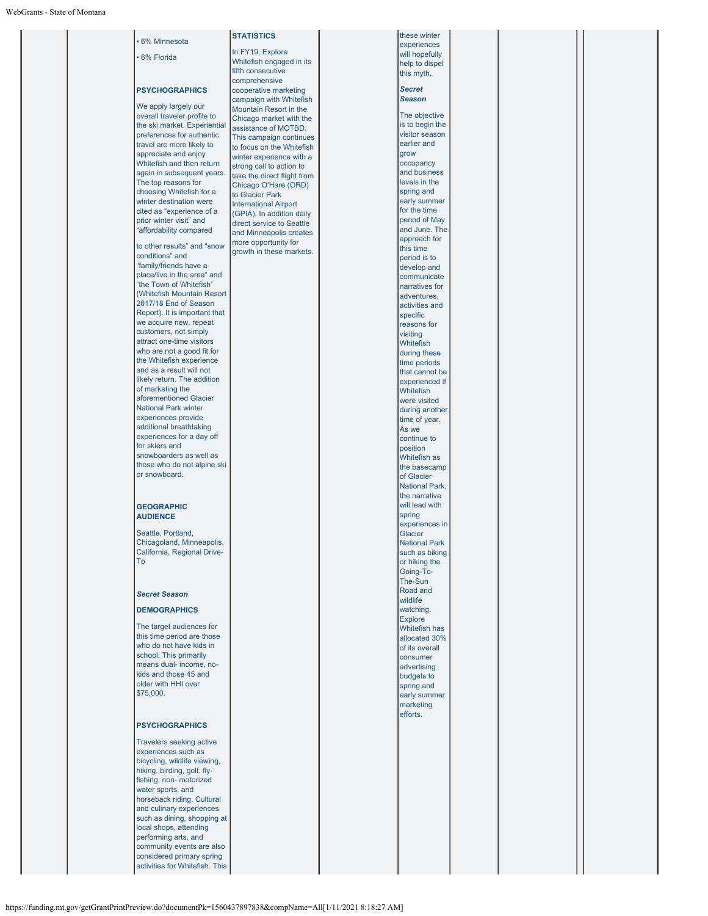• 6% Minnesota

• 6% Florida

**PSYCHOGRAPHICS**

We apply largely our overall traveler profile to the ski market. Experiential preferences for authentic travel are more likely to appreciate and enjoy Whitefish and then return again in subsequent years. The top reasons for choosing Whitefish for a winter destination were cited as "experience of a prior winter visit" and "affordability compared

to other results" and "snow conditions" and "family/friends have a place/live in the area" and "the Town of Whitefish" (Whitefish Mountain Resort 2017/18 End of Season Report). It is important that we acquire new, repeat customers, not simply attract one-time visitors who are not a good fit for the Whitefish experience and as a result will not likely return. The addition of marketing the aforementioned Glacier National Park winter experiences provide additional breathtaking experiences for a day off for skiers and snowboarders as well as those who do not alpine ski or snowboard.

**GEOGRAPHIC AUDIENCE**

Seattle, Portland, Chicagoland, Minneapolis, California, Regional Drive-To

***Secret Season***

**DEMOGRAPHICS**

The target audiences for this time period are those who do not have kids in school. This primarily means dual- income, no-kids and those 45 and older with HHI over $75,000.

**PSYCHOGRAPHICS**

Travelers seeking active experiences such as bicycling, wildlife viewing, hiking, birding, golf, fly-fishing, non- motorized water sports, and horseback riding. Cultural and culinary experiences such as dining, shopping at local shops, attending performing arts, and community events are also considered primary spring activities for Whitefish. This

**STATISTICS**

In FY19, Explore Whitefish engaged in its fifth consecutive comprehensive cooperative marketing campaign with Whitefish Mountain Resort in the Chicago market with the assistance of MOTBD. This campaign continues to focus on the Whitefish winter experience with a strong call to action to take the direct flight from Chicago O'Hare (ORD) to Glacier Park International Airport (GPIA). In addition daily direct service to Seattle and Minneapolis creates more opportunity for growth in these markets.

these winter experiences will hopefully help to dispel this myth.

***Secret Season***

The objective is to begin the visitor season earlier and grow occupancy and business levels in the spring and early summer for the time period of May and June. The approach for this time period is to develop and communicate narratives for adventures, activities and specific reasons for visiting Whitefish during these time periods that cannot be experienced if Whitefish were visited during another time of year. As we continue to position Whitefish as the basecamp of Glacier National Park, the narrative will lead with spring experiences in Glacier National Park such as biking or hiking the Going-To-The-Sun Road and wildlife watching. Explore Whitefish has allocated 30% of its overall consumer advertising budgets to spring and early summer marketing efforts.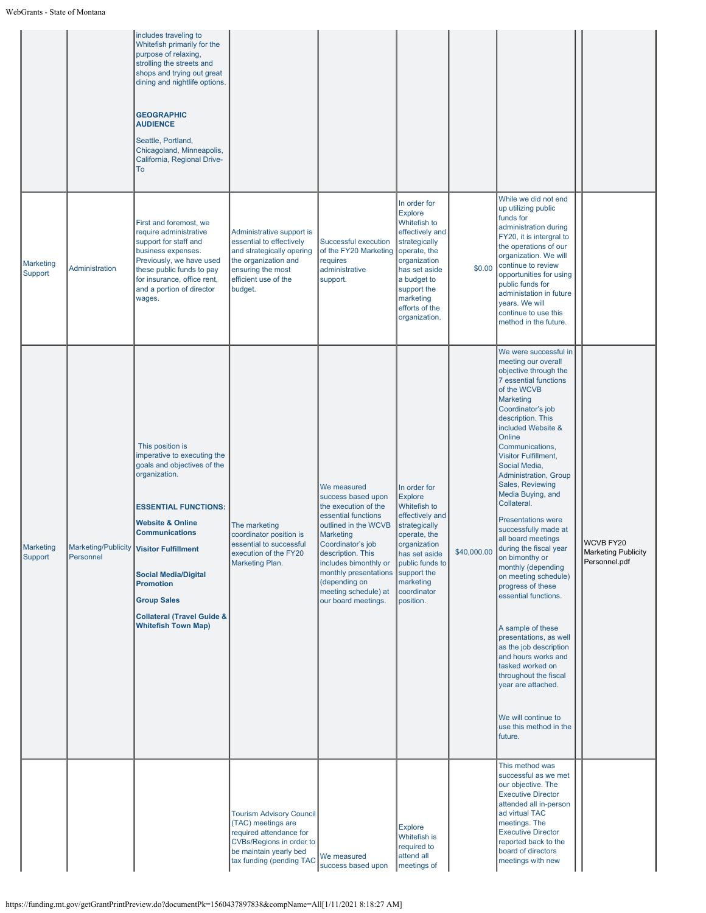| | | | | | | | | | |
|---|---|---|---|---|---|---|---|---|---|
| | | includes traveling to Whitefish primarily for the purpose of relaxing, strolling the streets and shops and trying out great dining and nightlife options.<br><br>**GEOGRAPHIC AUDIENCE**<br><br>Seattle, Portland, Chicagoland, Minneapolis, California, Regional Drive-To | | | | | | | |
| Marketing Support | Administration | First and foremost, we require administrative support for staff and business expenses. Previously, we have used these public funds to pay for insurance, office rent, and a portion of director wages. | Administrative support is essential to effectively and strategically opering the organization and ensuring the most efficient use of the budget. | Successful execution of the FY20 Marketing requires administrative support. | In order for Explore Whitefish to effectively and strategically operate, the organization has set aside a budget to support the marketing efforts of the organization. | $0.00 | While we did not end up utilizing public funds for administration during FY20, it is intergral to the operations of our organization. We will continue to review opportunities for using public funds for administration in future years. We will continue to use this method in the future. | | |
| Marketing Support | Marketing/Publicity Personnel | This position is imperative to executing the goals and objectives of the organization.<br><br>**ESSENTIAL FUNCTIONS:**<br><br>**Website & Online Communications**<br><br>**Visitor Fulfillment**<br><br>**Social Media/Digital Promotion**<br><br>**Group Sales**<br><br>**Collateral (Travel Guide & Whitefish Town Map)** | The marketing coordinator position is essential to successful execution of the FY20 Marketing Plan. | We measured success based upon the execution of the essential functions outlined in the WCVB Marketing Coordinator's job description. This includes bimonthly or monthly presentations (depending on meeting schedule) at our board meetings. | In order for Explore Whitefish to effectively and strategically operate, the organization has set aside public funds to support the marketing coordinator position. | $40,000.00 | We were successful in meeting our overall objective through the 7 essential functions of the WCVB Marketing Coordinator's job description. This included Website & Online Communications, Visitor Fulfillment, Social Media, Administration, Group Sales, Reviewing Media Buying, and Collateral.<br><br>Presentations were successfully made at all board meetings during the fiscal year on bimonthy or monthly (depending on meeting schedule) progress of these essential functions.<br><br>A sample of these presentations, as well as the job description and hours works and tasked worked on throughout the fiscal year are attached.<br><br>We will continue to use this method in the future. | | WCVB FY20 Marketing Publicity Personnel.pdf |
| | | | Tourism Advisory Council (TAC) meetings are required attendance for CVBs/Regions in order to be maintain yearly bed tax funding (pending TAC | We measured success based upon | Explore Whitefish is required to attend all meetings of | | This method was successful as we met our objective. The Executive Director attended all in-person ad virtual TAC meetings. The Executive Director reported back to the board of directors meetings with new | | |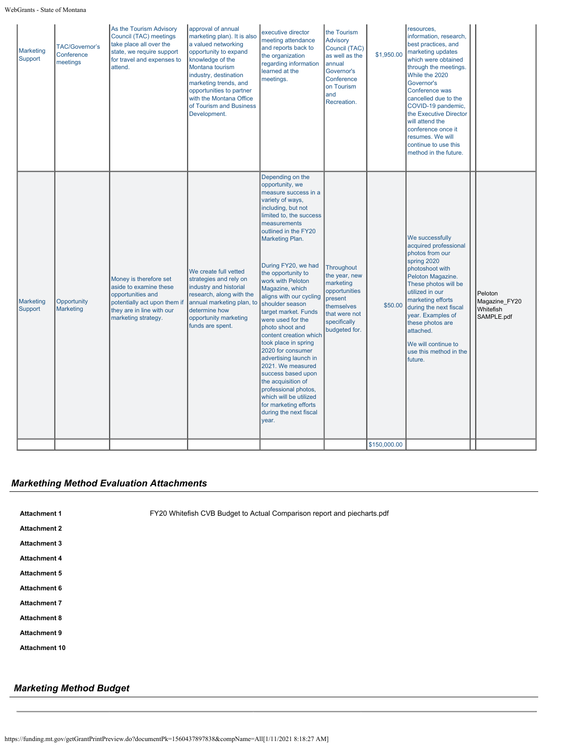| | | | | | | | | | |
|---|---|---|---|---|---|---|---|---|---|
| Marketing Support | TAC/Governor's Conference meetings | As the Tourism Advisory Council (TAC) meetings take place all over the state, we require support for travel and expenses to attend. | approval of annual marketing plan). It is also a valued networking opportunity to expand knowledge of the Montana tourism industry, destination marketing trends, and opportunities to partner with the Montana Office of Tourism and Business Development. | executive director meeting attendance and reports back to the organization regarding information learned at the meetings. | the Tourism Advisory Council (TAC) as well as the annual Governor's Conference on Tourism and Recreation. | $1,950.00 | resources, information, research, best practices, and marketing updates which were obtained through the meetings. While the 2020 Governor's Conference was cancelled due to the COVID-19 pandemic, the Executive Director will attend the conference once it resumes. We will continue to use this method in the future. | | |
| Marketing Support | Opportunity Marketing | Money is therefore set aside to examine these opportunities and potentially act upon them if they are in line with our marketing strategy. | We create full vetted strategies and rely on industry and historial research, along with the annual marketing plan, to determine how opportunity marketing funds are spent. | Depending on the opportunity, we measure success in a variety of ways, including, but not limited to, the success measurements outlined in the FY20 Marketing Plan.<br><br>During FY20, we had the opportunity to work with Peloton Magazine, which aligns with our cycling shoulder season target market. Funds were used for the photo shoot and content creation which took place in spring 2020 for consumer advertising launch in 2021. We measured success based upon the acquisition of professional photos, which will be utilized for marketing efforts during the next fiscal year. | Throughout the year, new marketing opportunities present themselves that were not specifically budgeted for. | $50.00 | We successfully acquired professional photos from our spring 2020 photoshoot with Peloton Magazine. These photos will be utilized in our marketing efforts during the next fiscal year. Examples of these photos are attached.<br><br>We will continue to use this method in the future. | | Peloton Magazine_FY20 Whitefish SAMPLE.pdf |
| | | | | | | $150,000.00 | | | |

## *Markething Method Evaluation Attachments*

| | |
|---|---|
| **Attachment 1** | FY20 Whitefish CVB Budget to Actual Comparison report and piecharts.pdf |
| **Attachment 2** | |
| **Attachment 3** | |
| **Attachment 4** | |
| **Attachment 5** | |
| **Attachment 6** | |
| **Attachment 7** | |
| **Attachment 8** | |
| **Attachment 9** | |
| **Attachment 10** | |

## *Marketing Method Budget*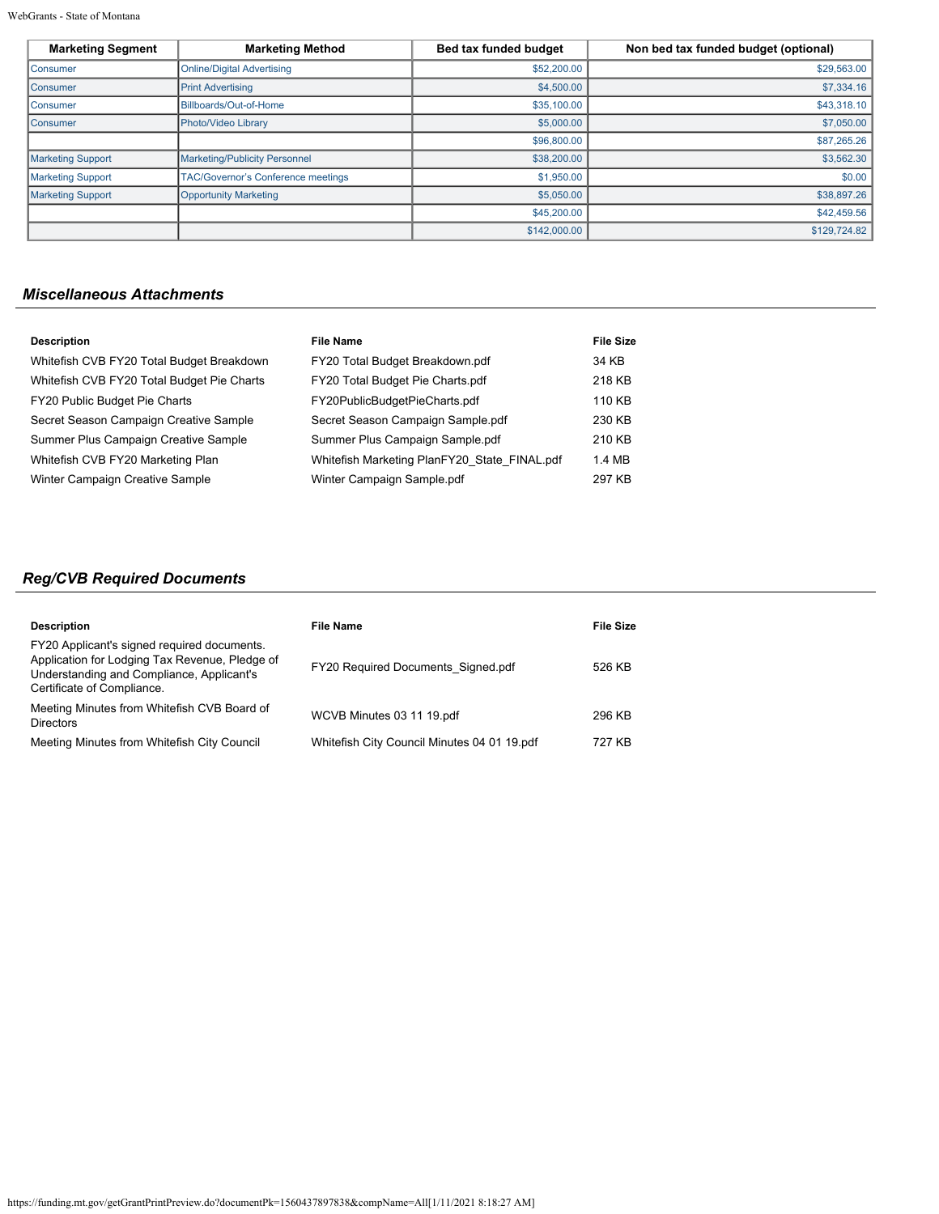| Marketing Segment | Marketing Method | Bed tax funded budget | Non bed tax funded budget (optional) |
|---|---|---|---|
| Consumer | Online/Digital Advertising | $52,200.00 | $29,563.00 |
| Consumer | Print Advertising | $4,500.00 | $7,334.16 |
| Consumer | Billboards/Out-of-Home | $35,100.00 | $43,318.10 |
| Consumer | Photo/Video Library | $5,000.00 | $7,050.00 |
| | | $96,800.00 | $87,265.26 |
| Marketing Support | Marketing/Publicity Personnel | $38,200.00 | $3,562.30 |
| Marketing Support | TAC/Governor's Conference meetings | $1,950.00 | $0.00 |
| Marketing Support | Opportunity Marketing | $5,050.00 | $38,897.26 |
| | | $45,200.00 | $42,459.56 |
| | | $142,000.00 | $129,724.82 |

## *Miscellaneous Attachments*

| Description | File Name | File Size |
|---|---|---|
| Whitefish CVB FY20 Total Budget Breakdown | FY20 Total Budget Breakdown.pdf | 34 KB |
| Whitefish CVB FY20 Total Budget Pie Charts | FY20 Total Budget Pie Charts.pdf | 218 KB |
| FY20 Public Budget Pie Charts | FY20PublicBudgetPieCharts.pdf | 110 KB |
| Secret Season Campaign Creative Sample | Secret Season Campaign Sample.pdf | 230 KB |
| Summer Plus Campaign Creative Sample | Summer Plus Campaign Sample.pdf | 210 KB |
| Whitefish CVB FY20 Marketing Plan | Whitefish Marketing PlanFY20_State_FINAL.pdf | 1.4 MB |
| Winter Campaign Creative Sample | Winter Campaign Sample.pdf | 297 KB |

## *Reg/CVB Required Documents*

| Description | File Name | File Size |
|---|---|---|
| FY20 Applicant's signed required documents. Application for Lodging Tax Revenue, Pledge of Understanding and Compliance, Applicant's Certificate of Compliance. | FY20 Required Documents_Signed.pdf | 526 KB |
| Meeting Minutes from Whitefish CVB Board of Directors | WCVB Minutes 03 11 19.pdf | 296 KB |
| Meeting Minutes from Whitefish City Council | Whitefish City Council Minutes 04 01 19.pdf | 727 KB |